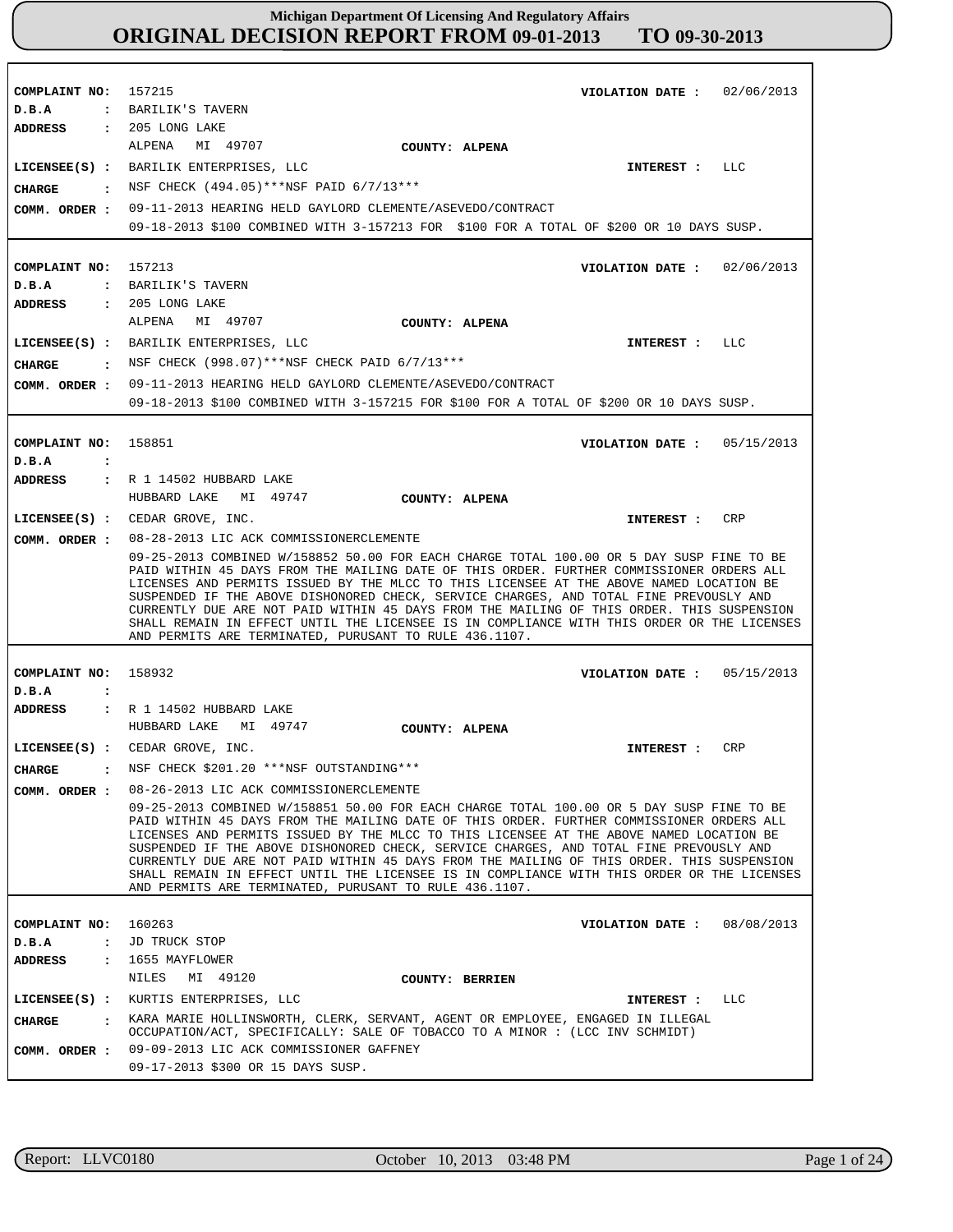# Michigan Department Of Licensing And Regulatory Affairs

## ORIGINAL DECISION REPORT FROM 09-01-2013 TO 09-30-2013

---

**COMPLAINT NO:** 157215 **VIOLATION DATE :** 02/06/2013
**D.B.A :** BARILIK'S TAVERN
**ADDRESS :** 205 LONG LAKE
ALPENA MI 49707 **COUNTY: ALPENA**
**LICENSEE(S) :** BARILIK ENTERPRISES, LLC **INTEREST :** LLC
**CHARGE :** NSF CHECK (494.05)***NSF PAID 6/7/13***
**COMM. ORDER :** 09-11-2013 HEARING HELD GAYLORD CLEMENTE/ASEVEDO/CONTRACT
09-18-2013 $100 COMBINED WITH 3-157213 FOR $100 FOR A TOTAL OF $200 OR 10 DAYS SUSP.

---

**COMPLAINT NO:** 157213 **VIOLATION DATE :** 02/06/2013
**D.B.A :** BARILIK'S TAVERN
**ADDRESS :** 205 LONG LAKE
ALPENA MI 49707 **COUNTY: ALPENA**
**LICENSEE(S) :** BARILIK ENTERPRISES, LLC **INTEREST :** LLC
**CHARGE :** NSF CHECK (998.07)***NSF CHECK PAID 6/7/13***
**COMM. ORDER :** 09-11-2013 HEARING HELD GAYLORD CLEMENTE/ASEVEDO/CONTRACT
09-18-2013 $100 COMBINED WITH 3-157215 FOR $100 FOR A TOTAL OF $200 OR 10 DAYS SUSP.

---

**COMPLAINT NO:** 158851 **VIOLATION DATE :** 05/15/2013
**D.B.A :**
**ADDRESS :** R 1 14502 HUBBARD LAKE
HUBBARD LAKE MI 49747 **COUNTY: ALPENA**
**LICENSEE(S) :** CEDAR GROVE, INC. **INTEREST :** CRP
**COMM. ORDER :** 08-28-2013 LIC ACK COMMISSIONERCLEMENTE
09-25-2013 COMBINED W/158852 50.00 FOR EACH CHARGE TOTAL 100.00 OR 5 DAY SUSP FINE TO BE PAID WITHIN 45 DAYS FROM THE MAILING DATE OF THIS ORDER. FURTHER COMMISSIONER ORDERS ALL LICENSES AND PERMITS ISSUED BY THE MLCC TO THIS LICENSEE AT THE ABOVE NAMED LOCATION BE SUSPENDED IF THE ABOVE DISHONORED CHECK, SERVICE CHARGES, AND TOTAL FINE PREVOUSLY AND CURRENTLY DUE ARE NOT PAID WITHIN 45 DAYS FROM THE MAILING OF THIS ORDER. THIS SUSPENSION SHALL REMAIN IN EFFECT UNTIL THE LICENSEE IS IN COMPLIANCE WITH THIS ORDER OR THE LICENSES AND PERMITS ARE TERMINATED, PURUSANT TO RULE 436.1107.

---

**COMPLAINT NO:** 158932 **VIOLATION DATE :** 05/15/2013
**D.B.A :**
**ADDRESS :** R 1 14502 HUBBARD LAKE
HUBBARD LAKE MI 49747 **COUNTY: ALPENA**
**LICENSEE(S) :** CEDAR GROVE, INC. **INTEREST :** CRP
**CHARGE :** NSF CHECK $201.20 ***NSF OUTSTANDING***
**COMM. ORDER :** 08-26-2013 LIC ACK COMMISSIONERCLEMENTE
09-25-2013 COMBINED W/158851 50.00 FOR EACH CHARGE TOTAL 100.00 OR 5 DAY SUSP FINE TO BE PAID WITHIN 45 DAYS FROM THE MAILING DATE OF THIS ORDER. FURTHER COMMISSIONER ORDERS ALL LICENSES AND PERMITS ISSUED BY THE MLCC TO THIS LICENSEE AT THE ABOVE NAMED LOCATION BE SUSPENDED IF THE ABOVE DISHONORED CHECK, SERVICE CHARGES, AND TOTAL FINE PREVOUSLY AND CURRENTLY DUE ARE NOT PAID WITHIN 45 DAYS FROM THE MAILING OF THIS ORDER. THIS SUSPENSION SHALL REMAIN IN EFFECT UNTIL THE LICENSEE IS IN COMPLIANCE WITH THIS ORDER OR THE LICENSES AND PERMITS ARE TERMINATED, PURUSANT TO RULE 436.1107.

---

**COMPLAINT NO:** 160263 **VIOLATION DATE :** 08/08/2013
**D.B.A :** JD TRUCK STOP
**ADDRESS :** 1655 MAYFLOWER
NILES MI 49120 **COUNTY: BERRIEN**
**LICENSEE(S) :** KURTIS ENTERPRISES, LLC **INTEREST :** LLC
**CHARGE :** KARA MARIE HOLLINSWORTH, CLERK, SERVANT, AGENT OR EMPLOYEE, ENGAGED IN ILLEGAL OCCUPATION/ACT, SPECIFICALLY: SALE OF TOBACCO TO A MINOR : (LCC INV SCHMIDT)
**COMM. ORDER :** 09-09-2013 LIC ACK COMMISSIONER GAFFNEY
09-17-2013 $300 OR 15 DAYS SUSP.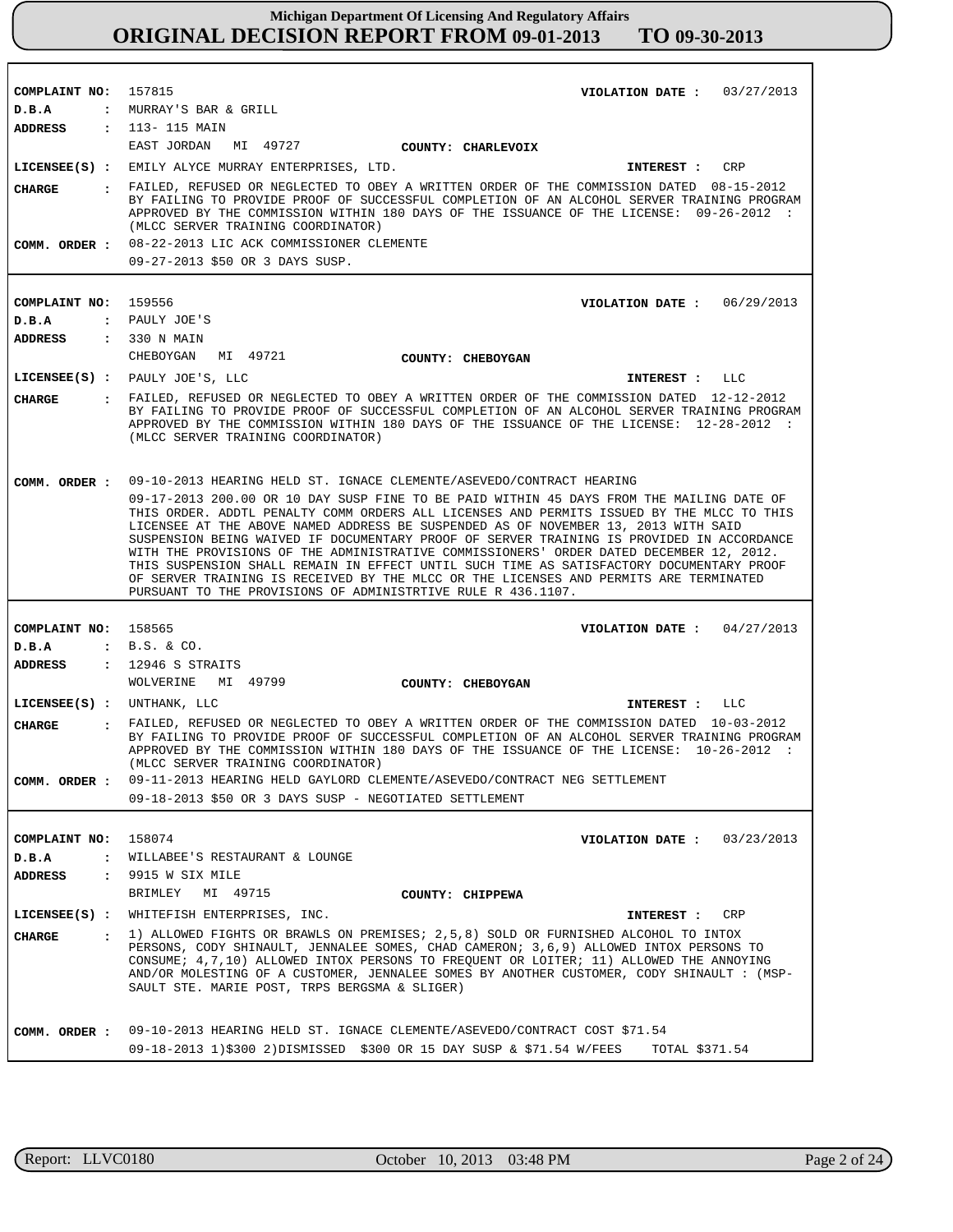**Michigan Department Of Licensing And Regulatory Affairs**
**ORIGINAL DECISION REPORT FROM 09-01-2013 TO 09-30-2013**

---

**COMPLIANT NO:** 157815 **VIOLATION DATE:** 03/27/2013
**D.B.A:** MURRAY'S BAR & GRILL
**ADDRESS:** 113- 115 MAIN
EAST JORDAN MI 49727 **COUNTY:** CHARLEVOIX
**LICENSEE(S):** EMILY ALYCE MURRAY ENTERPRISES, LTD. **INTEREST:** CRP
**CHARGE:** FAILED, REFUSED OR NEGLECTED TO OBEY A WRITTEN ORDER OF THE COMMISSION DATED 08-15-2012 BY FAILING TO PROVIDE PROOF OF SUCCESSFUL COMPLETION OF AN ALCOHOL SERVER TRAINING PROGRAM APPROVED BY THE COMMISSION WITHIN 180 DAYS OF THE ISSUANCE OF THE LICENSE: 09-26-2012 : (MLCC SERVER TRAINING COORDINATOR)
**COMM. ORDER:** 08-22-2013 LIC ACK COMMISSIONER CLEMENTE
09-27-2013 $50 OR 3 DAYS SUSP.

---

**COMPLAINT NO:** 159556 **VIOLATION DATE:** 06/29/2013
**D.B.A:** PAULY JOE'S
**ADDRESS:** 330 N MAIN
CHEBOYGAN MI 49721 **COUNTY:** CHEBOYGAN
**LICENSEE(S):** PAULY JOE'S, LLC **INTEREST:** LLC
**CHARGE:** FAILED, REFUSED OR NEGLECTED TO OBEY A WRITTEN ORDER OF THE COMMISSION DATED 12-12-2012 BY FAILING TO PROVIDE PROOF OF SUCCESSFUL COMPLETION OF AN ALCOHOL SERVER TRAINING PROGRAM APPROVED BY THE COMMISSION WITHIN 180 DAYS OF THE ISSUANCE OF THE LICENSE: 12-28-2012 : (MLCC SERVER TRAINING COORDINATOR)
**COMM. ORDER:** 09-10-2013 HEARING HELD ST. IGNACE CLEMENTE/ASEVEDO/CONTRACT HEARING
09-17-2013 200.00 OR 10 DAY SUSP FINE TO BE PAID WITHIN 45 DAYS FROM THE MAILING DATE OF THIS ORDER. ADDTL PENALTY COMM ORDERS ALL LICENSES AND PERMITS ISSUED BY THE MLCC TO THIS LICENSEE AT THE ABOVE NAMED ADDRESS BE SUSPENDED AS OF NOVEMBER 13, 2013 WITH SAID SUSPENSION BEING WAIVED IF DOCUMENTARY PROOF OF SERVER TRAINING IS PROVIDED IN ACCORDANCE WITH THE PROVISIONS OF THE ADMINISTRATIVE COMMISSIONERS' ORDER DATED DECEMBER 12, 2012. THIS SUSPENSION SHALL REMAIN IN EFFECT UNTIL SUCH TIME AS SATISFACTORY DOCUMENTARY PROOF OF SERVER TRAINING IS RECEIVED BY THE MLCC OR THE LICENSES AND PERMITS ARE TERMINATED PURSUANT TO THE PROVISIONS OF ADMINISTRTIVE RULE R 436.1107.

---

**COMPLAINT NO:** 158565 **VIOLATION DATE:** 04/27/2013
**D.B.A:** B.S. & CO.
**ADDRESS:** 12946 S STRAITS
WOLVERINE MI 49799 **COUNTY:** CHEBOYGAN
**LICENSEE(S):** UNTHANK, LLC **INTEREST:** LLC
**CHARGE:** FAILED, REFUSED OR NEGLECTED TO OBEY A WRITTEN ORDER OF THE COMMISSION DATED 10-03-2012 BY FAILING TO PROVIDE PROOF OF SUCCESSFUL COMPLETION OF AN ALCOHOL SERVER TRAINING PROGRAM APPROVED BY THE COMMISSION WITHIN 180 DAYS OF THE ISSUANCE OF THE LICENSE: 10-26-2012 : (MLCC SERVER TRAINING COORDINATOR)
**COMM. ORDER:** 09-11-2013 HEARING HELD GAYLORD CLEMENTE/ASEVEDO/CONTRACT NEG SETTLEMENT
09-18-2013 $50 OR 3 DAYS SUSP - NEGOTIATED SETTLEMENT

---

**COMPLAINT NO:** 158074 **VIOLATION DATE:** 03/23/2013
**D.B.A:** WILLABEE'S RESTAURANT & LOUNGE
**ADDRESS:** 9915 W SIX MILE
BRIMLEY MI 49715 **COUNTY:** CHIPPEWA
**LICENSEE(S):** WHITEFISH ENTERPRISES, INC. **INTEREST:** CRP
**CHARGE:** 1) ALLOWED FIGHTS OR BRAWLS ON PREMISES; 2,5,8) SOLD OR FURNISHED ALCOHOL TO INTOX PERSONS, CODY SHINAULT, JENNALEE SOMES, CHAD CAMERON; 3,6,9) ALLOWED INTOX PERSONS TO CONSUME; 4,7,10) ALLOWED INTOX PERSONS TO FREQUENT OR LOITER; 11) ALLOWED THE ANNOYING AND/OR MOLESTING OF A CUSTOMER, JENNALEE SOMES BY ANOTHER CUSTOMER, CODY SHINAULT : (MSP-SAULT STE. MARIE POST, TRPS BERGSMA & SLIGER)
**COMM. ORDER:** 09-10-2013 HEARING HELD ST. IGNACE CLEMENTE/ASEVEDO/CONTRACT COST $71.54
09-18-2013 1)$300 2)DISMISSED $300 OR 15 DAY SUSP & $71.54 W/FEES TOTAL $371.54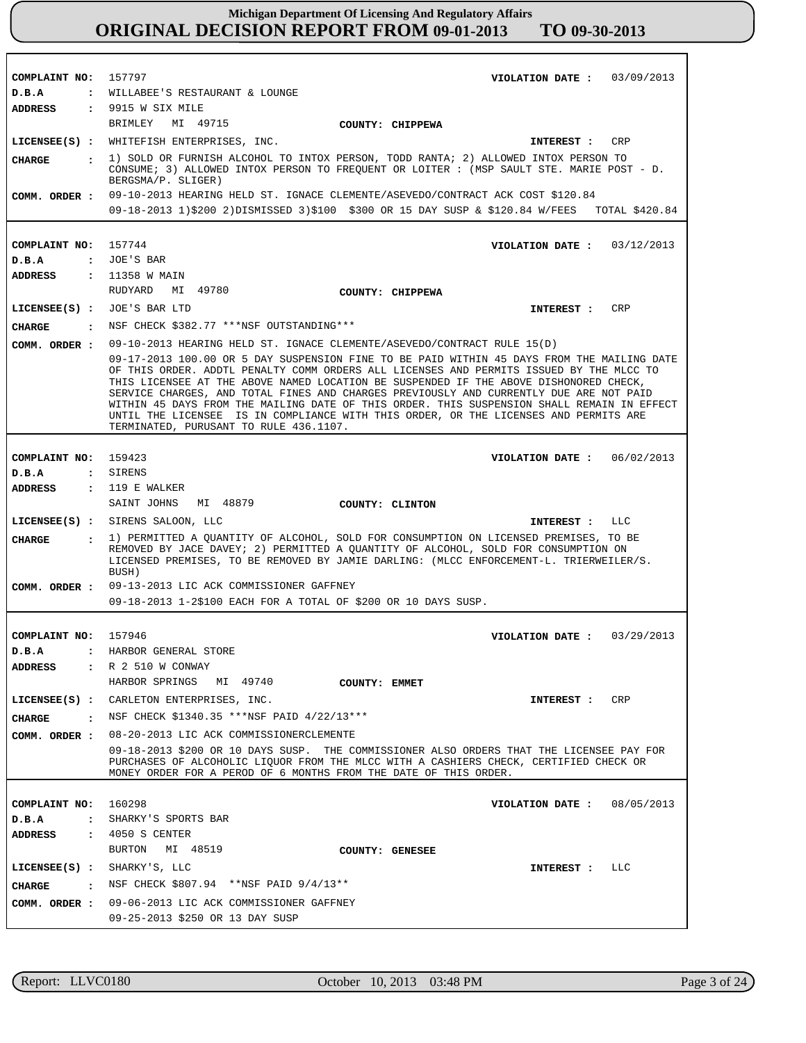**Michigan Department Of Licensing And Regulatory Affairs**

# ORIGINAL DECISION REPORT FROM 09-01-2013 TO 09-30-2013

---

**COMPLAINT NO:** 157797 **VIOLATION DATE :** 03/09/2013

**D.B.A :** WILLABEE'S RESTAURANT & LOUNGE

**ADDRESS :** 9915 W SIX MILE
BRIMLEY MI 49715 **COUNTY: CHIPPEWA**

**LICENSEE(S) :** WHITEFISH ENTERPRISES, INC. **INTEREST :** CRP

**CHARGE :** 1) SOLD OR FURNISH ALCOHOL TO INTOX PERSON, TODD RANTA; 2) ALLOWED INTOX PERSON TO CONSUME; 3) ALLOWED INTOX PERSON TO FREQUENT OR LOITER : (MSP SAULT STE. MARIE POST - D. BERGSMA/P. SLIGER)

**COMM. ORDER :** 09-10-2013 HEARING HELD ST. IGNACE CLEMENTE/ASEVEDO/CONTRACT ACK COST $120.84
09-18-2013 1)$200 2)DISMISSED 3)$100 $300 OR 15 DAY SUSP & $120.84 W/FEES TOTAL $420.84

---

**COMPLAINT NO:** 157744 **VIOLATION DATE :** 03/12/2013

**D.B.A :** JOE'S BAR

**ADDRESS :** 11358 W MAIN
RUDYARD MI 49780 **COUNTY: CHIPPEWA**

**LICENSEE(S) :** JOE'S BAR LTD **INTEREST :** CRP

**CHARGE :** NSF CHECK $382.77 ***NSF OUTSTANDING***

**COMM. ORDER :** 09-10-2013 HEARING HELD ST. IGNACE CLEMENTE/ASEVEDO/CONTRACT RULE 15(D)
09-17-2013 100.00 OR 5 DAY SUSPENSION FINE TO BE PAID WITHIN 45 DAYS FROM THE MAILING DATE OF THIS ORDER. ADDTL PENALTY COMM ORDERS ALL LICENSES AND PERMITS ISSUED BY THE MLCC TO THIS LICENSEE AT THE ABOVE NAMED LOCATION BE SUSPENDED IF THE ABOVE DISHONORED CHECK, SERVICE CHARGES, AND TOTAL FINES AND CHARGES PREVIOUSLY AND CURRENTLY DUE ARE NOT PAID WITHIN 45 DAYS FROM THE MAILING DATE OF THIS ORDER. THIS SUSPENSION SHALL REMAIN IN EFFECT UNTIL THE LICENSEE IS IN COMPLIANCE WITH THIS ORDER, OR THE LICENSES AND PERMITS ARE TERMINATED, PURUSANT TO RULE 436.1107.

---

**COMPLAINT NO:** 159423 **VIOLATION DATE :** 06/02/2013

**D.B.A :** SIRENS

**ADDRESS :** 119 E WALKER
SAINT JOHNS MI 48879 **COUNTY: CLINTON**

**LICENSEE(S) :** SIRENS SALOON, LLC **INTEREST :** LLC

**CHARGE :** 1) PERMITTED A QUANTITY OF ALCOHOL, SOLD FOR CONSUMPTION ON LICENSED PREMISES, TO BE REMOVED BY JACE DAVEY; 2) PERMITTED A QUANTITY OF ALCOHOL, SOLD FOR CONSUMPTION ON LICENSED PREMISES, TO BE REMOVED BY JAMIE DARLING: (MLCC ENFORCEMENT-L. TRIERWEILER/S. BUSH)

**COMM. ORDER :** 09-13-2013 LIC ACK COMMISSIONER GAFFNEY
09-18-2013 1-2$100 EACH FOR A TOTAL OF $200 OR 10 DAYS SUSP.

---

**COMPLAINT NO:** 157946 **VIOLATION DATE :** 03/29/2013

**D.B.A :** HARBOR GENERAL STORE

**ADDRESS :** R 2 510 W CONWAY
HARBOR SPRINGS MI 49740 **COUNTY: EMMET**

**LICENSEE(S) :** CARLETON ENTERPRISES, INC. **INTEREST :** CRP

**CHARGE :** NSF CHECK $1340.35 ***NSF PAID 4/22/13***

**COMM. ORDER :** 08-20-2013 LIC ACK COMMISSIONERCLEMENTE
09-18-2013 $200 OR 10 DAYS SUSP. THE COMMISSIONER ALSO ORDERS THAT THE LICENSEE PAY FOR PURCHASES OF ALCOHOLIC LIQUOR FROM THE MLCC WITH A CASHIERS CHECK, CERTIFIED CHECK OR MONEY ORDER FOR A PEROD OF 6 MONTHS FROM THE DATE OF THIS ORDER.

---

**COMPLAINT NO:** 160298 **VIOLATION DATE :** 08/05/2013

**D.B.A :** SHARKY'S SPORTS BAR

**ADDRESS :** 4050 S CENTER
BURTON MI 48519 **COUNTY: GENESEE**

**LICENSEE(S) :** SHARKY'S, LLC **INTEREST :** LLC

**CHARGE :** NSF CHECK $807.94 **NSF PAID 9/4/13**

**COMM. ORDER :** 09-06-2013 LIC ACK COMMISSIONER GAFFNEY
09-25-2013 $250 OR 13 DAY SUSP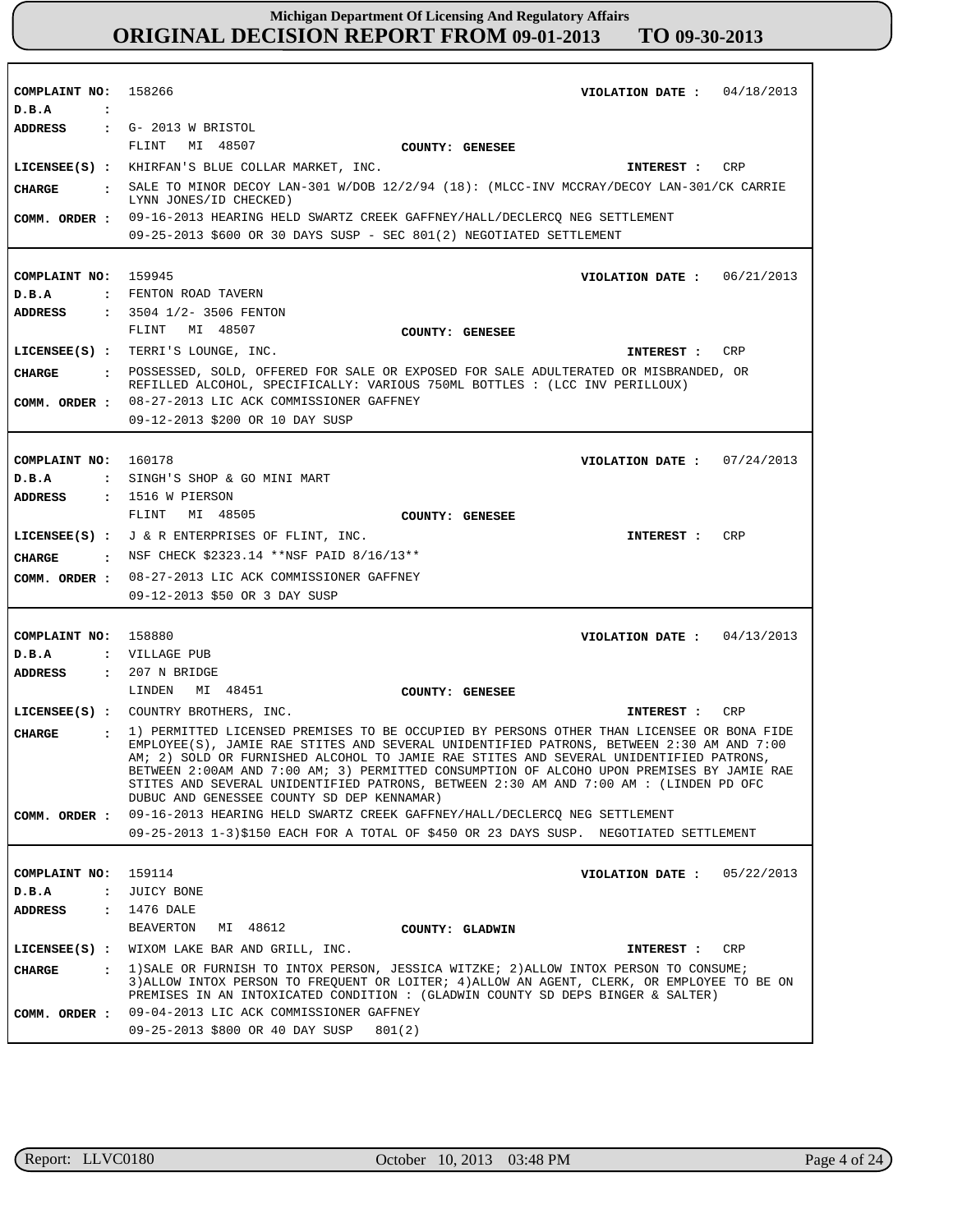**COMPLAINT NO:** 158266
**VIOLATION DATE :** 04/18/2013
**D.B.A :**
**ADDRESS :** G- 2013 W BRISTOL
FLINT MI 48507
**COUNTY: GENESEE**
**LICENSEE(S) :** KHIRFAN'S BLUE COLLAR MARKET, INC.
**INTEREST :** CRP
**CHARGE :** SALE TO MINOR DECOY LAN-301 W/DOB 12/2/94 (18): (MLCC-INV MCCRAY/DECOY LAN-301/CK CARRIE LYNN JONES/ID CHECKED)
**COMM. ORDER :** 09-16-2013 HEARING HELD SWARTZ CREEK GAFFNEY/HALL/DECLERCQ NEG SETTLEMENT
09-25-2013 $600 OR 30 DAYS SUSP - SEC 801(2) NEGOTIATED SETTLEMENT

---

**COMPLAINT NO:** 159945
**VIOLATION DATE :** 06/21/2013
**D.B.A :** FENTON ROAD TAVERN
**ADDRESS :** 3504 1/2- 3506 FENTON
FLINT MI 48507
**COUNTY: GENESEE**
**LICENSEE(S) :** TERRI'S LOUNGE, INC.
**INTEREST :** CRP
**CHARGE :** POSSESSED, SOLD, OFFERED FOR SALE OR EXPOSED FOR SALE ADULTERATED OR MISBRANDED, OR REFILLED ALCOHOL, SPECIFICALLY: VARIOUS 750ML BOTTLES : (LCC INV PERILLOUX)
**COMM. ORDER :** 08-27-2013 LIC ACK COMMISSIONER GAFFNEY
09-12-2013 $200 OR 10 DAY SUSP

---

**COMPLAINT NO:** 160178
**VIOLATION DATE :** 07/24/2013
**D.B.A :** SINGH'S SHOP & GO MINI MART
**ADDRESS :** 1516 W PIERSON
FLINT MI 48505
**COUNTY: GENESEE**
**LICENSEE(S) :** J & R ENTERPRISES OF FLINT, INC.
**INTEREST :** CRP
**CHARGE :** NSF CHECK $2323.14 **NSF PAID 8/16/13**
**COMM. ORDER :** 08-27-2013 LIC ACK COMMISSIONER GAFFNEY
09-12-2013 $50 OR 3 DAY SUSP

---

**COMPLAINT NO:** 158880
**VIOLATION DATE :** 04/13/2013
**D.B.A :** VILLAGE PUB
**ADDRESS :** 207 N BRIDGE
LINDEN MI 48451
**COUNTY: GENESEE**
**LICENSEE(S) :** COUNTRY BROTHERS, INC.
**INTEREST :** CRP
**CHARGE :** 1) PERMITTED LICENSED PREMISES TO BE OCCUPIED BY PERSONS OTHER THAN LICENSEE OR BONA FIDE EMPLOYEE(S), JAMIE RAE STITES AND SEVERAL UNIDENTIFIED PATRONS, BETWEEN 2:30 AM AND 7:00 AM; 2) SOLD OR FURNISHED ALCOHOL TO JAMIE RAE STITES AND SEVERAL UNIDENTIFIED PATRONS, BETWEEN 2:00AM AND 7:00 AM; 3) PERMITTED CONSUMPTION OF ALCOHO UPON PREMISES BY JAMIE RAE STITES AND SEVERAL UNIDENTIFIED PATRONS, BETWEEN 2:30 AM AND 7:00 AM : (LINDEN PD OFC DUBUC AND GENESSEE COUNTY SD DEP KENNAMAR)
**COMM. ORDER :** 09-16-2013 HEARING HELD SWARTZ CREEK GAFFNEY/HALL/DECLERCQ NEG SETTLEMENT
09-25-2013 1-3)$150 EACH FOR A TOTAL OF $450 OR 23 DAYS SUSP. NEGOTIATED SETTLEMENT

---

**COMPLAINT NO:** 159114
**VIOLATION DATE :** 05/22/2013
**D.B.A :** JUICY BONE
**ADDRESS :** 1476 DALE
BEAVERTON MI 48612
**COUNTY: GLADWIN**
**LICENSEE(S) :** WIXOM LAKE BAR AND GRILL, INC.
**INTEREST :** CRP
**CHARGE :** 1)SALE OR FURNISH TO INTOX PERSON, JESSICA WITZKE; 2)ALLOW INTOX PERSON TO CONSUME; 3)ALLOW INTOX PERSON TO FREQUENT OR LOITER; 4)ALLOW AN AGENT, CLERK, OR EMPLOYEE TO BE ON PREMISES IN AN INTOXICATED CONDITION : (GLADWIN COUNTY SD DEPS BINGER & SALTER)
**COMM. ORDER :** 09-04-2013 LIC ACK COMMISSIONER GAFFNEY
09-25-2013 $800 OR 40 DAY SUSP 801(2)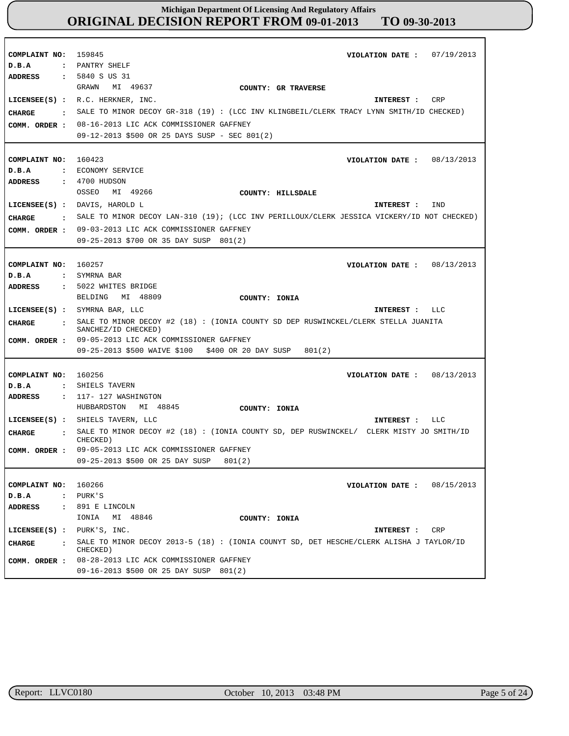**COMPLAINT NO:** 159845
**VIOLATION DATE :** 07/19/2013
**D.B.A :** PANTRY SHELF
**ADDRESS :** 5840 S US 31
GRAWN MI 49637
**COUNTY:** GR TRAVERSE
**LICENSEE(S) :** R.C. HERKNER, INC.
**INTEREST :** CRP
**CHARGE :** SALE TO MINOR DECOY GR-318 (19) : (LCC INV KLINGBEIL/CLERK TRACY LYNN SMITH/ID CHECKED)
**COMM. ORDER :** 08-16-2013 LIC ACK COMMISSIONER GAFFNEY
09-12-2013 $500 OR 25 DAYS SUSP - SEC 801(2)

---

**COMPLAINT NO:** 160423
**VIOLATION DATE :** 08/13/2013
**D.B.A :** ECONOMY SERVICE
**ADDRESS :** 4700 HUDSON
OSSEO MI 49266
**COUNTY:** HILLSDALE
**LICENSEE(S) :** DAVIS, HAROLD L
**INTEREST :** IND
**CHARGE :** SALE TO MINOR DECOY LAN-310 (19); (LCC INV PERILLOUX/CLERK JESSICA VICKERY/ID NOT CHECKED)
**COMM. ORDER :** 09-03-2013 LIC ACK COMMISSIONER GAFFNEY
09-25-2013 $700 OR 35 DAY SUSP 801(2)

---

**COMPLAINT NO:** 160257
**VIOLATION DATE :** 08/13/2013
**D.B.A :** SYMRNA BAR
**ADDRESS :** 5022 WHITES BRIDGE
BELDING MI 48809
**COUNTY:** IONIA
**LICENSEE(S) :** SYMRNA BAR, LLC
**INTEREST :** LLC
**CHARGE :** SALE TO MINOR DECOY #2 (18) : (IONIA COUNTY SD DEP RUSWINCKEL/CLERK STELLA JUANITA SANCHEZ/ID CHECKED)
**COMM. ORDER :** 09-05-2013 LIC ACK COMMISSIONER GAFFNEY
09-25-2013 $500 WAIVE $100 $400 OR 20 DAY SUSP 801(2)

---

**COMPLAINT NO:** 160256
**VIOLATION DATE :** 08/13/2013
**D.B.A :** SHIELS TAVERN
**ADDRESS :** 117- 127 WASHINGTON
HUBBARDSTON MI 48845
**COUNTY:** IONIA
**LICENSEE(S) :** SHIELS TAVERN, LLC
**INTEREST :** LLC
**CHARGE :** SALE TO MINOR DECOY #2 (18) : (IONIA COUNTY SD, DEP RUSWINCKEL/ CLERK MISTY JO SMITH/ID CHECKED)
**COMM. ORDER :** 09-05-2013 LIC ACK COMMISSIONER GAFFNEY
09-25-2013 $500 OR 25 DAY SUSP 801(2)

---

**COMPLAINT NO:** 160266
**VIOLATION DATE :** 08/15/2013
**D.B.A :** PURK'S
**ADDRESS :** 891 E LINCOLN
IONIA MI 48846
**COUNTY:** IONIA
**LICENSEE(S) :** PURK'S, INC.
**INTEREST :** CRP
**CHARGE :** SALE TO MINOR DECOY 2013-5 (18) : (IONIA COUNYT SD, DET HESCHE/CLERK ALISHA J TAYLOR/ID CHECKED)
**COMM. ORDER :** 08-28-2013 LIC ACK COMMISSIONER GAFFNEY
09-16-2013 $500 OR 25 DAY SUSP 801(2)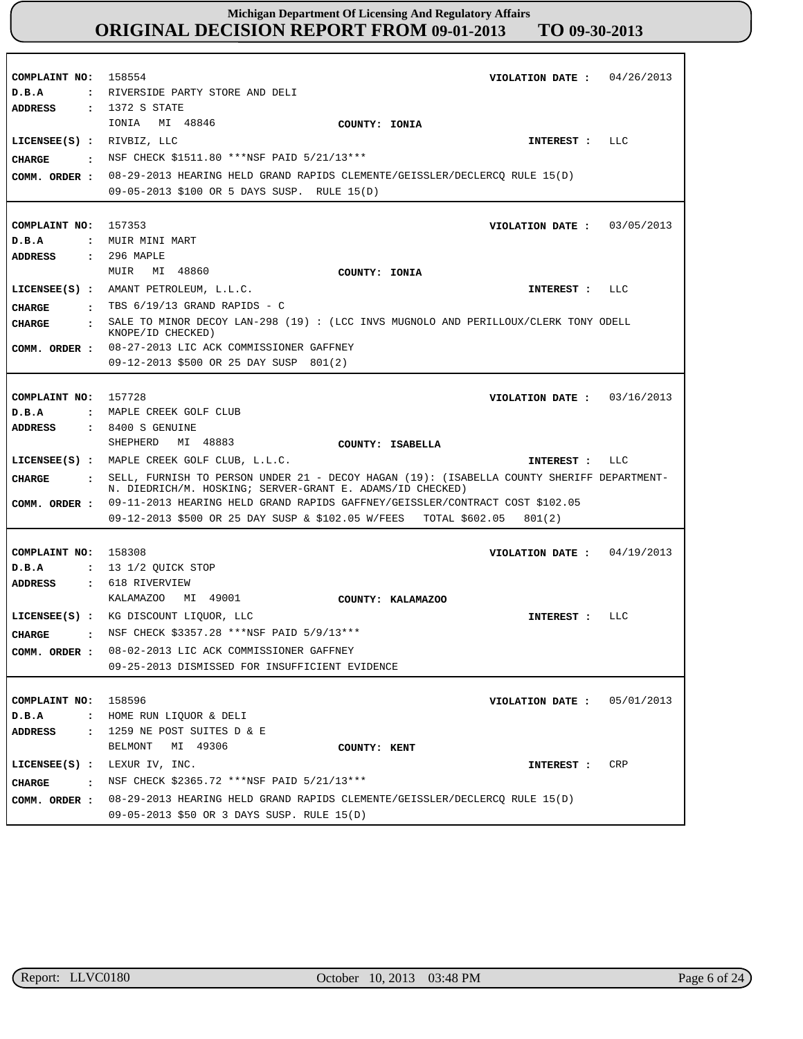**Michigan Department Of Licensing And Regulatory Affairs**

# ORIGINAL DECISION REPORT FROM 09-01-2013 TO 09-30-2013

---

**COMPLIANT NO:** 158554 **VIOLATION DATE :** 04/26/2013
**D.B.A :** RIVERSIDE PARTY STORE AND DELI
**ADDRESS :** 1372 S STATE
IONIA MI 48846 **COUNTY:** IONIA
**LICENSEE(S) :** RIVBIZ, LLC **INTEREST :** LLC
**CHARGE :** NSF CHECK $1511.80 ***NSF PAID 5/21/13***
**COMM. ORDER :** 08-29-2013 HEARING HELD GRAND RAPIDS CLEMENTE/GEISSLER/DECLERCQ RULE 15(D)
09-05-2013 $100 OR 5 DAYS SUSP. RULE 15(D)

---

**COMPLAINT NO:** 157353 **VIOLATION DATE :** 03/05/2013
**D.B.A :** MUIR MINI MART
**ADDRESS :** 296 MAPLE
MUIR MI 48860 **COUNTY:** IONIA
**LICENSEE(S) :** AMANT PETROLEUM, L.L.C. **INTEREST :** LLC
**CHARGE :** TBS 6/19/13 GRAND RAPIDS - C
**CHARGE :** SALE TO MINOR DECOY LAN-298 (19) : (LCC INVS MUGNOLO AND PERILLOUX/CLERK TONY ODELL KNOPE/ID CHECKED)
**COMM. ORDER :** 08-27-2013 LIC ACK COMMISSIONER GAFFNEY
09-12-2013 $500 OR 25 DAY SUSP 801(2)

---

**COMPLAINT NO:** 157728 **VIOLATION DATE :** 03/16/2013
**D.B.A :** MAPLE CREEK GOLF CLUB
**ADDRESS :** 8400 S GENUINE
SHEPHERD MI 48883 **COUNTY:** ISABELLA
**LICENSEE(S) :** MAPLE CREEK GOLF CLUB, L.L.C. **INTEREST :** LLC
**CHARGE :** SELL, FURNISH TO PERSON UNDER 21 - DECOY HAGAN (19): (ISABELLA COUNTY SHERIFF DEPARTMENT-N. DIEDRICH/M. HOSKING; SERVER-GRANT E. ADAMS/ID CHECKED)
**COMM. ORDER :** 09-11-2013 HEARING HELD GRAND RAPIDS GAFFNEY/GEISSLER/CONTRACT COST $102.05
09-12-2013 $500 OR 25 DAY SUSP & $102.05 W/FEES TOTAL $602.05 801(2)

---

**COMPLAINT NO:** 158308 **VIOLATION DATE :** 04/19/2013
**D.B.A :** 13 1/2 QUICK STOP
**ADDRESS :** 618 RIVERVIEW
KALAMAZOO MI 49001 **COUNTY:** KALAMAZOO
**LICENSEE(S) :** KG DISCOUNT LIQUOR, LLC **INTEREST :** LLC
**CHARGE :** NSF CHECK $3357.28 ***NSF PAID 5/9/13***
**COMM. ORDER :** 08-02-2013 LIC ACK COMMISSIONER GAFFNEY
09-25-2013 DISMISSED FOR INSUFFICIENT EVIDENCE

---

**COMPLAINT NO:** 158596 **VIOLATION DATE :** 05/01/2013
**D.B.A :** HOME RUN LIQUOR & DELI
**ADDRESS :** 1259 NE POST SUITES D & E
BELMONT MI 49306 **COUNTY:** KENT
**LICENSEE(S) :** LEXUR IV, INC. **INTEREST :** CRP
**CHARGE :** NSF CHECK $2365.72 ***NSF PAID 5/21/13***
**COMM. ORDER :** 08-29-2013 HEARING HELD GRAND RAPIDS CLEMENTE/GEISSLER/DECLERCQ RULE 15(D)
09-05-2013 $50 OR 3 DAYS SUSP. RULE 15(D)

---

Report: LLVC0180 October 10, 2013 03:48 PM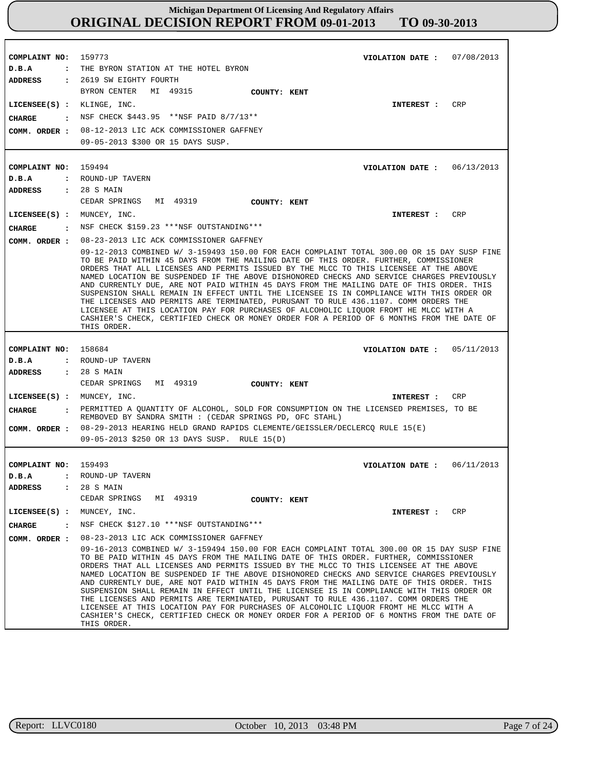**Michigan Department Of Licensing And Regulatory Affairs**
# ORIGINAL DECISION REPORT FROM 09-01-2013 TO 09-30-2013

**COMPLAINT NO:** 159773 **VIOLATION DATE :** 07/08/2013
**D.B.A :** THE BYRON STATION AT THE HOTEL BYRON
**ADDRESS :** 2619 SW EIGHTY FOURTH
BYRON CENTER MI 49315 **COUNTY: KENT**
**LICENSEE(S) :** KLINGE, INC. **INTEREST :** CRP
**CHARGE :** NSF CHECK $443.95 **NSF PAID 8/7/13**
**COMM. ORDER :** 08-12-2013 LIC ACK COMMISSIONER GAFFNEY
09-05-2013 $300 OR 15 DAYS SUSP.

---

**COMPLAINT NO:** 159494 **VIOLATION DATE :** 06/13/2013
**D.B.A :** ROUND-UP TAVERN
**ADDRESS :** 28 S MAIN
CEDAR SPRINGS MI 49319 **COUNTY: KENT**
**LICENSEE(S) :** MUNCEY, INC. **INTEREST :** CRP
**CHARGE :** NSF CHECK $159.23 ***NSF OUTSTANDING***
**COMM. ORDER :** 08-23-2013 LIC ACK COMMISSIONER GAFFNEY
09-12-2013 COMBINED W/ 3-159493 150.00 FOR EACH COMPLAINT TOTAL 300.00 OR 15 DAY SUSP FINE TO BE PAID WITHIN 45 DAYS FROM THE MAILING DATE OF THIS ORDER. FURTHER, COMMISSIONER ORDERS THAT ALL LICENSES AND PERMITS ISSUED BY THE MLCC TO THIS LICENSEE AT THE ABOVE NAMED LOCATION BE SUSPENDED IF THE ABOVE DISHONORED CHECKS AND SERVICE CHARGES PREVIOUSLY AND CURRENTLY DUE, ARE NOT PAID WITHIN 45 DAYS FROM THE MAILING DATE OF THIS ORDER. THIS SUSPENSION SHALL REMAIN IN EFFECT UNTIL THE LICENSEE IS IN COMPLIANCE WITH THIS ORDER OR THE LICENSES AND PERMITS ARE TERMINATED, PURUSANT TO RULE 436.1107. COMM ORDERS THE LICENSEE AT THIS LOCATION PAY FOR PURCHASES OF ALCOHOLIC LIQUOR FROMT HE MLCC WITH A CASHIER'S CHECK, CERTIFIED CHECK OR MONEY ORDER FOR A PERIOD OF 6 MONTHS FROM THE DATE OF THIS ORDER.

---

**COMPLAINT NO:** 158684 **VIOLATION DATE :** 05/11/2013
**D.B.A :** ROUND-UP TAVERN
**ADDRESS :** 28 S MAIN
CEDAR SPRINGS MI 49319 **COUNTY: KENT**
**LICENSEE(S) :** MUNCEY, INC. **INTEREST :** CRP
**CHARGE :** PERMITTED A QUANTITY OF ALCOHOL, SOLD FOR CONSUMPTION ON THE LICENSED PREMISES, TO BE REMBOVED BY SANDRA SMITH : (CEDAR SPRINGS PD, OFC STAHL)
**COMM. ORDER :** 08-29-2013 HEARING HELD GRAND RAPIDS CLEMENTE/GEISSLER/DECLERCQ RULE 15(E)
09-05-2013 $250 OR 13 DAYS SUSP. RULE 15(D)

---

**COMPLAINT NO:** 159493 **VIOLATION DATE :** 06/11/2013
**D.B.A :** ROUND-UP TAVERN
**ADDRESS :** 28 S MAIN
CEDAR SPRINGS MI 49319 **COUNTY: KENT**
**LICENSEE(S) :** MUNCEY, INC. **INTEREST :** CRP
**CHARGE :** NSF CHECK $127.10 ***NSF OUTSTANDING***
**COMM. ORDER :** 08-23-2013 LIC ACK COMMISSIONER GAFFNEY
09-16-2013 COMBINED W/ 3-159494 150.00 FOR EACH COMPLAINT TOTAL 300.00 OR 15 DAY SUSP FINE TO BE PAID WITHIN 45 DAYS FROM THE MAILING DATE OF THIS ORDER. FURTHER, COMMISSIONER ORDERS THAT ALL LICENSES AND PERMITS ISSUED BY THE MLCC TO THIS LICENSEE AT THE ABOVE NAMED LOCATION BE SUSPENDED IF THE ABOVE DISHONORED CHECKS AND SERVICE CHARGES PREVIOUSLY AND CURRENTLY DUE, ARE NOT PAID WITHIN 45 DAYS FROM THE MAILING DATE OF THIS ORDER. THIS SUSPENSION SHALL REMAIN IN EFFECT UNTIL THE LICENSEE IS IN COMPLIANCE WITH THIS ORDER OR THE LICENSES AND PERMITS ARE TERMINATED, PURUSANT TO RULE 436.1107. COMM ORDERS THE LICENSEE AT THIS LOCATION PAY FOR PURCHASES OF ALCOHOLIC LIQUOR FROMT HE MLCC WITH A CASHIER'S CHECK, CERTIFIED CHECK OR MONEY ORDER FOR A PERIOD OF 6 MONTHS FROM THE DATE OF THIS ORDER.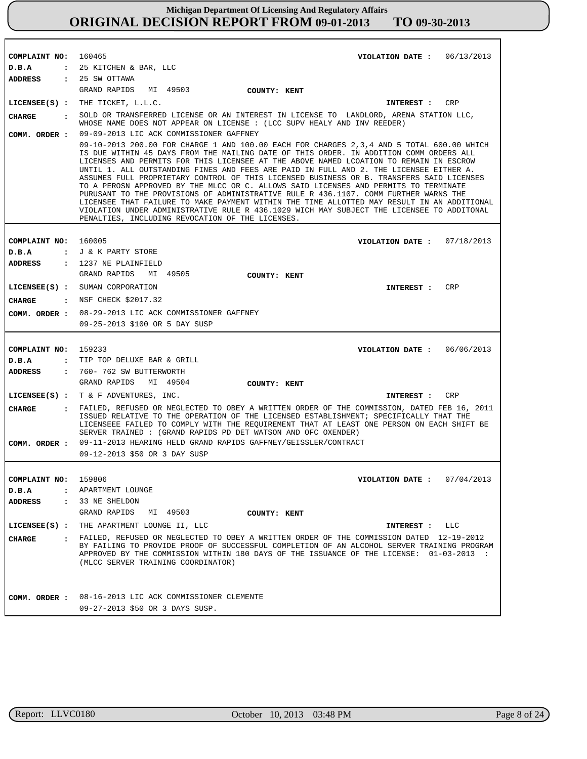**Michigan Department Of Licensing And Regulatory Affairs**
**ORIGINAL DECISION REPORT FROM 09-01-2013 TO 09-30-2013**

---

**COMPLAINT NO:** 160465 **VIOLATION DATE :** 06/13/2013
**D.B.A :** 25 KITCHEN & BAR, LLC
**ADDRESS :** 25 SW OTTAWA
GRAND RAPIDS MI 49503 **COUNTY: KENT**
**LICENSEE(S) :** THE TICKET, L.L.C. **INTEREST :** CRP
**CHARGE :** SOLD OR TRANSFERRED LICENSE OR AN INTEREST IN LICENSE TO LANDLORD, ARENA STATION LLC, WHOSE NAME DOES NOT APPEAR ON LICENSE : (LCC SUPV HEALY AND INV REEDER)
**COMM. ORDER :** 09-09-2013 LIC ACK COMMISSIONER GAFFNEY
09-10-2013 200.00 FOR CHARGE 1 AND 100.00 EACH FOR CHARGES 2,3,4 AND 5 TOTAL 600.00 WHICH IS DUE WITHIN 45 DAYS FROM THE MAILING DATE OF THIS ORDER. IN ADDITION COMM ORDERS ALL LICENSES AND PERMITS FOR THIS LICENSEE AT THE ABOVE NAMED LCOATION TO REMAIN IN ESCROW UNTIL 1. ALL OUTSTANDING FINES AND FEES ARE PAID IN FULL AND 2. THE LICENSEE EITHER A. ASSUMES FULL PROPRIETARY CONTROL OF THIS LICENSED BUSINESS OR B. TRANSFERS SAID LICENSES TO A PEROSN APPROVED BY THE MLCC OR C. ALLOWS SAID LICENSES AND PERMITS TO TERMINATE PURUSANT TO THE PROVISIONS OF ADMINISTRATIVE RULE R 436.1107. COMM FURTHER WARNS THE LICENSEE THAT FAILURE TO MAKE PAYMENT WITHIN THE TIME ALLOTTED MAY RESULT IN AN ADDITIONAL VIOLATION UNDER ADMINISTRATIVE RULE R 436.1029 WICH MAY SUBJECT THE LICENSEE TO ADDITONAL PENALTIES, INCLUDING REVOCATION OF THE LICENSES.

---

**COMPLAINT NO:** 160005 **VIOLATION DATE :** 07/18/2013
**D.B.A :** J & K PARTY STORE
**ADDRESS :** 1237 NE PLAINFIELD
GRAND RAPIDS MI 49505 **COUNTY: KENT**
**LICENSEE(S) :** SUMAN CORPORATION **INTEREST :** CRP
**CHARGE :** NSF CHECK $2017.32
**COMM. ORDER :** 08-29-2013 LIC ACK COMMISSIONER GAFFNEY
09-25-2013 $100 OR 5 DAY SUSP

---

**COMPLAINT NO:** 159233 **VIOLATION DATE :** 06/06/2013
**D.B.A :** TIP TOP DELUXE BAR & GRILL
**ADDRESS :** 760- 762 SW BUTTERWORTH
GRAND RAPIDS MI 49504 **COUNTY: KENT**
**LICENSEE(S) :** T & F ADVENTURES, INC. **INTEREST :** CRP
**CHARGE :** FAILED, REFUSED OR NEGLECTED TO OBEY A WRITTEN ORDER OF THE COMMISSION, DATED FEB 16, 2011 ISSUED RELATIVE TO THE OPERATION OF THE LICENSED ESTABLISHMENT; SPECIFICALLY THAT THE LICENSEEE FAILED TO COMPLY WITH THE REQUIREMENT THAT AT LEAST ONE PERSON ON EACH SHIFT BE SERVER TRAINED : (GRAND RAPIDS PD DET WATSON AND OFC OXENDER)
**COMM. ORDER :** 09-11-2013 HEARING HELD GRAND RAPIDS GAFFNEY/GEISSLER/CONTRACT
09-12-2013 $50 OR 3 DAY SUSP

---

**COMPLAINT NO:** 159806 **VIOLATION DATE :** 07/04/2013
**D.B.A :** APARTMENT LOUNGE
**ADDRESS :** 33 NE SHELDON
GRAND RAPIDS MI 49503 **COUNTY: KENT**
**LICENSEE(S) :** THE APARTMENT LOUNGE II, LLC **INTEREST :** LLC
**CHARGE :** FAILED, REFUSED OR NEGLECTED TO OBEY A WRITTEN ORDER OF THE COMMISSION DATED 12-19-2012 BY FAILING TO PROVIDE PROOF OF SUCCESSFUL COMPLETION OF AN ALCOHOL SERVER TRAINING PROGRAM APPROVED BY THE COMMISSION WITHIN 180 DAYS OF THE ISSUANCE OF THE LICENSE: 01-03-2013 : (MLCC SERVER TRAINING COORDINATOR)
**COMM. ORDER :** 08-16-2013 LIC ACK COMMISSIONER CLEMENTE
09-27-2013 $50 OR 3 DAYS SUSP.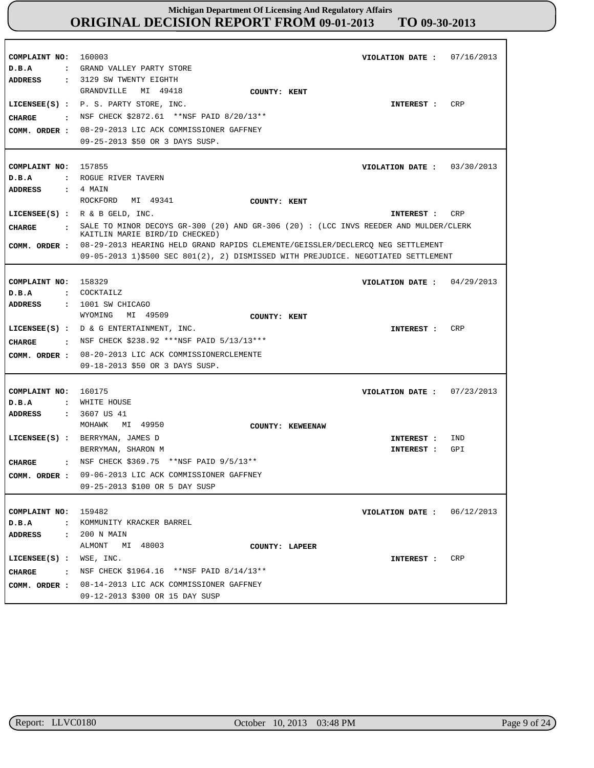# Michigan Department Of Licensing And Regulatory Affairs
# ORIGINAL DECISION REPORT FROM 09-01-2013 TO 09-30-2013

---

**COMPLAINT NO:** 160003 **VIOLATION DATE :** 07/16/2013
**D.B.A :** GRAND VALLEY PARTY STORE
**ADDRESS :** 3129 SW TWENTY EIGHTH
GRANDVILLE MI 49418 **COUNTY:** KENT
**LICENSEE(S) :** P. S. PARTY STORE, INC. **INTEREST :** CRP
**CHARGE :** NSF CHECK $2872.61 **NSF PAID 8/20/13**
**COMM. ORDER :** 08-29-2013 LIC ACK COMMISSIONER GAFFNEY
09-25-2013 $50 OR 3 DAYS SUSP.

---

**COMPLAINT NO:** 157855 **VIOLATION DATE :** 03/30/2013
**D.B.A :** ROGUE RIVER TAVERN
**ADDRESS :** 4 MAIN
ROCKFORD MI 49341 **COUNTY:** KENT
**LICENSEE(S) :** R & B GELD, INC. **INTEREST :** CRP
**CHARGE :** SALE TO MINOR DECOYS GR-300 (20) AND GR-306 (20) : (LCC INVS REEDER AND MULDER/CLERK KAITLIN MARIE BIRD/ID CHECKED)
**COMM. ORDER :** 08-29-2013 HEARING HELD GRAND RAPIDS CLEMENTE/GEISSLER/DECLERCQ NEG SETTLEMENT
09-05-2013 1)$500 SEC 801(2), 2) DISMISSED WITH PREJUDICE. NEGOTIATED SETTLEMENT

---

**COMPLAINT NO:** 158329 **VIOLATION DATE :** 04/29/2013
**D.B.A :** COCKTAILZ
**ADDRESS :** 1001 SW CHICAGO
WYOMING MI 49509 **COUNTY:** KENT
**LICENSEE(S) :** D & G ENTERTAINMENT, INC. **INTEREST :** CRP
**CHARGE :** NSF CHECK $238.92 ***NSF PAID 5/13/13***
**COMM. ORDER :** 08-20-2013 LIC ACK COMMISSIONERCLEMENTE
09-18-2013 $50 OR 3 DAYS SUSP.

---

**COMPLAINT NO:** 160175 **VIOLATION DATE :** 07/23/2013
**D.B.A :** WHITE HOUSE
**ADDRESS :** 3607 US 41
MOHAWK MI 49950 **COUNTY:** KEWEENAW
**LICENSEE(S) :** BERRYMAN, JAMES D **INTEREST :** IND
BERRYMAN, SHARON M **INTEREST :** GPI
**CHARGE :** NSF CHECK $369.75 **NSF PAID 9/5/13**
**COMM. ORDER :** 09-06-2013 LIC ACK COMMISSIONER GAFFNEY
09-25-2013 $100 OR 5 DAY SUSP

---

**COMPLAINT NO:** 159482 **VIOLATION DATE :** 06/12/2013
**D.B.A :** KOMMUNITY KRACKER BARREL
**ADDRESS :** 200 N MAIN
ALMONT MI 48003 **COUNTY:** LAPEER
**LICENSEE(S) :** WSE, INC. **INTEREST :** CRP
**CHARGE :** NSF CHECK $1964.16 **NSF PAID 8/14/13**
**COMM. ORDER :** 08-14-2013 LIC ACK COMMISSIONER GAFFNEY
09-12-2013 $300 OR 15 DAY SUSP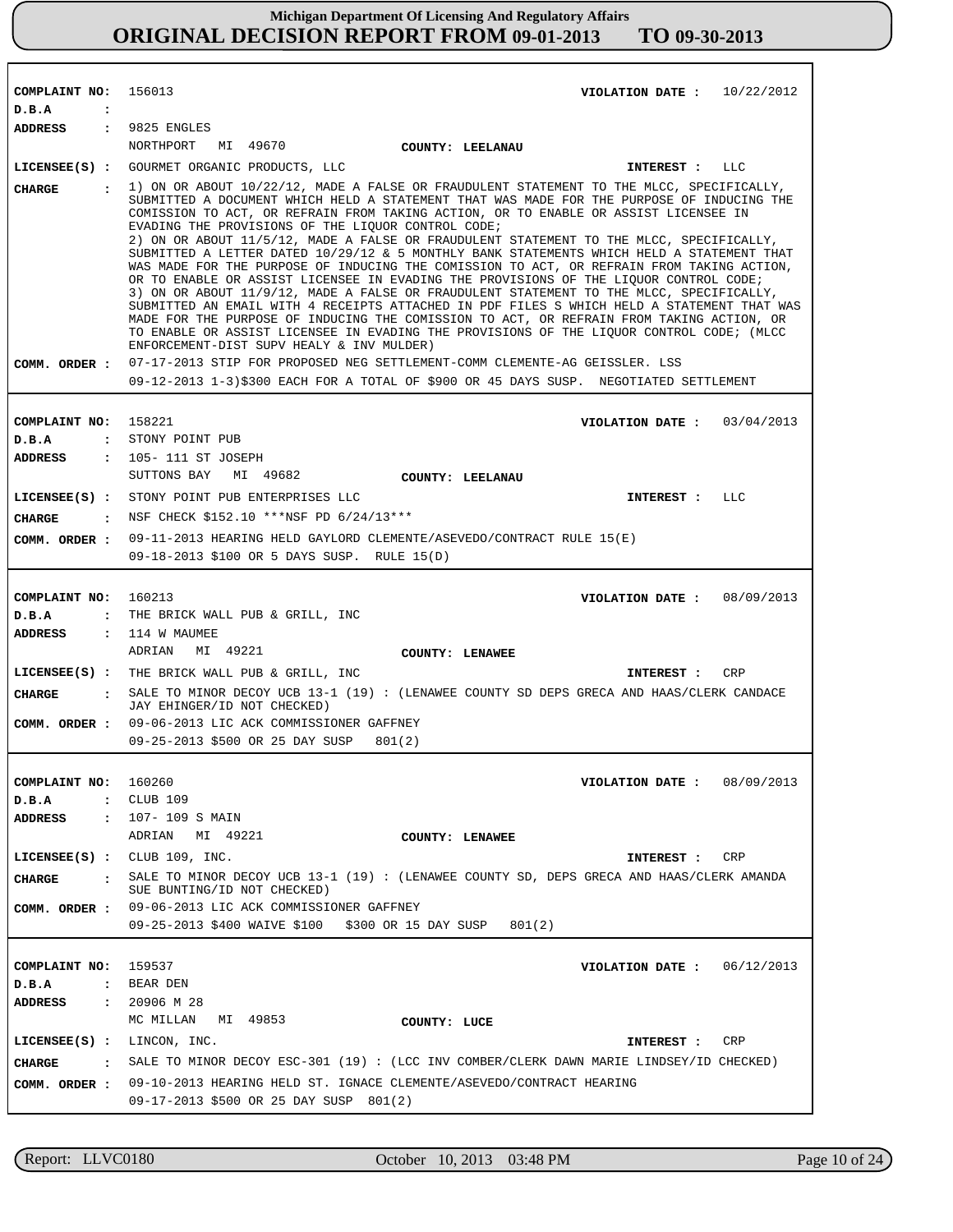# Michigan Department Of Licensing And Regulatory Affairs
## ORIGINAL DECISION REPORT FROM 09-01-2013 TO 09-30-2013

---

**COMPLAINT NO:** 156013  **VIOLATION DATE :** 10/22/2012

**D.B.A :**

**ADDRESS :** 9825 ENGLES
NORTHPORT MI 49670  **COUNTY: LEELANAU**

**LICENSEE(S) :** GOURMET ORGANIC PRODUCTS, LLC  **INTEREST :** LLC

**CHARGE :** 1) ON OR ABOUT 10/22/12, MADE A FALSE OR FRAUDULENT STATEMENT TO THE MLCC, SPECIFICALLY, SUBMITTED A DOCUMENT WHICH HELD A STATEMENT THAT WAS MADE FOR THE PURPOSE OF INDUCING THE COMISSION TO ACT, OR REFRAIN FROM TAKING ACTION, OR TO ENABLE OR ASSIST LICENSEE IN EVADING THE PROVISIONS OF THE LIQUOR CONTROL CODE;
2) ON OR ABOUT 11/5/12, MADE A FALSE OR FRAUDULENT STATEMENT TO THE MLCC, SPECIFICALLY, SUBMITTED A LETTER DATED 10/29/12 & 5 MONTHLY BANK STATEMENTS WHICH HELD A STATEMENT THAT WAS MADE FOR THE PURPOSE OF INDUCING THE COMISSION TO ACT, OR REFRAIN FROM TAKING ACTION, OR TO ENABLE OR ASSIST LICENSEE IN EVADING THE PROVISIONS OF THE LIQUOR CONTROL CODE;
3) ON OR ABOUT 11/9/12, MADE A FALSE OR FRAUDULENT STATEMENT TO THE MLCC, SPECIFICALLY, SUBMITTED AN EMAIL WITH 4 RECEIPTS ATTACHED IN PDF FILES S WHICH HELD A STATEMENT THAT WAS MADE FOR THE PURPOSE OF INDUCING THE COMISSION TO ACT, OR REFRAIN FROM TAKING ACTION, OR TO ENABLE OR ASSIST LICENSEE IN EVADING THE PROVISIONS OF THE LIQUOR CONTROL CODE; (MLCC ENFORCEMENT-DIST SUPV HEALY & INV MULDER)

**COMM. ORDER :** 07-17-2013 STIP FOR PROPOSED NEG SETTLEMENT-COMM CLEMENTE-AG GEISSLER. LSS
09-12-2013 1-3)$300 EACH FOR A TOTAL OF $900 OR 45 DAYS SUSP. NEGOTIATED SETTLEMENT

---

**COMPLAINT NO:** 158221  **VIOLATION DATE :** 03/04/2013

**D.B.A :** STONY POINT PUB

**ADDRESS :** 105- 111 ST JOSEPH
SUTTONS BAY MI 49682  **COUNTY: LEELANAU**

**LICENSEE(S) :** STONY POINT PUB ENTERPRISES LLC  **INTEREST :** LLC

**CHARGE :** NSF CHECK $152.10 ***NSF PD 6/24/13***

**COMM. ORDER :** 09-11-2013 HEARING HELD GAYLORD CLEMENTE/ASEVEDO/CONTRACT RULE 15(E)
09-18-2013 $100 OR 5 DAYS SUSP. RULE 15(D)

---

**COMPLAINT NO:** 160213  **VIOLATION DATE :** 08/09/2013

**D.B.A :** THE BRICK WALL PUB & GRILL, INC

**ADDRESS :** 114 W MAUMEE
ADRIAN MI 49221  **COUNTY: LENAWEE**

**LICENSEE(S) :** THE BRICK WALL PUB & GRILL, INC  **INTEREST :** CRP

**CHARGE :** SALE TO MINOR DECOY UCB 13-1 (19) : (LENAWEE COUNTY SD DEPS GRECA AND HAAS/CLERK CANDACE JAY EHINGER/ID NOT CHECKED)

**COMM. ORDER :** 09-06-2013 LIC ACK COMMISSIONER GAFFNEY
09-25-2013 $500 OR 25 DAY SUSP 801(2)

---

**COMPLAINT NO:** 160260  **VIOLATION DATE :** 08/09/2013

**D.B.A :** CLUB 109

**ADDRESS :** 107- 109 S MAIN
ADRIAN MI 49221  **COUNTY: LENAWEE**

**LICENSEE(S) :** CLUB 109, INC.  **INTEREST :** CRP

**CHARGE :** SALE TO MINOR DECOY UCB 13-1 (19) : (LENAWEE COUNTY SD, DEPS GRECA AND HAAS/CLERK AMANDA SUE BUNTING/ID NOT CHECKED)

**COMM. ORDER :** 09-06-2013 LIC ACK COMMISSIONER GAFFNEY
09-25-2013 $400 WAIVE $100 $300 OR 15 DAY SUSP 801(2)

---

**COMPLAINT NO:** 159537  **VIOLATION DATE :** 06/12/2013

**D.B.A :** BEAR DEN

**ADDRESS :** 20906 M 28
MC MILLAN MI 49853  **COUNTY: LUCE**

**LICENSEE(S) :** LINCON, INC.  **INTEREST :** CRP

**CHARGE :** SALE TO MINOR DECOY ESC-301 (19) : (LCC INV COMBER/CLERK DAWN MARIE LINDSEY/ID CHECKED)

**COMM. ORDER :** 09-10-2013 HEARING HELD ST. IGNACE CLEMENTE/ASEVEDO/CONTRACT HEARING
09-17-2013 $500 OR 25 DAY SUSP 801(2)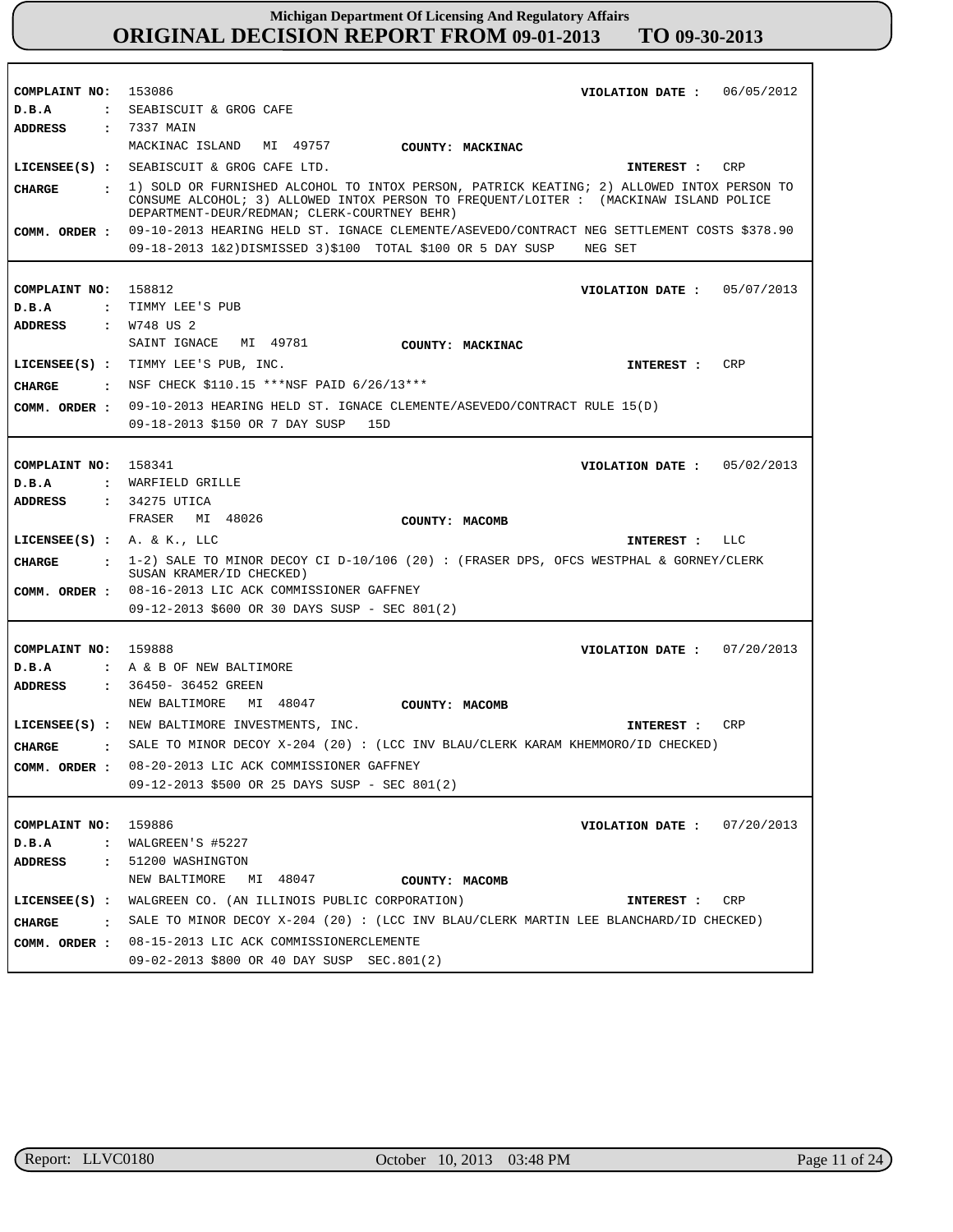# Michigan Department Of Licensing And Regulatory Affairs

## ORIGINAL DECISION REPORT FROM 09-01-2013 TO 09-30-2013

**COMPLAINT NO:** 153086 **VIOLATION DATE :** 06/05/2012
**D.B.A :** SEABISCUIT & GROG CAFE
**ADDRESS :** 7337 MAIN
MACKINAC ISLAND MI 49757 **COUNTY: MACKINAC**
**LICENSEE(S) :** SEABISCUIT & GROG CAFE LTD. **INTEREST :** CRP
**CHARGE :** 1) SOLD OR FURNISHED ALCOHOL TO INTOX PERSON, PATRICK KEATING; 2) ALLOWED INTOX PERSON TO CONSUME ALCOHOL; 3) ALLOWED INTOX PERSON TO FREQUENT/LOITER : (MACKINAW ISLAND POLICE DEPARTMENT-DEUR/REDMAN; CLERK-COURTNEY BEHR)
**COMM. ORDER :** 09-10-2013 HEARING HELD ST. IGNACE CLEMENTE/ASEVEDO/CONTRACT NEG SETTLEMENT COSTS $378.90
09-18-2013 1&2)DISMISSED 3)$100 TOTAL $100 OR 5 DAY SUSP NEG SET

---

**COMPLAINT NO:** 158812 **VIOLATION DATE :** 05/07/2013
**D.B.A :** TIMMY LEE'S PUB
**ADDRESS :** W748 US 2
SAINT IGNACE MI 49781 **COUNTY: MACKINAC**
**LICENSEE(S) :** TIMMY LEE'S PUB, INC. **INTEREST :** CRP
**CHARGE :** NSF CHECK $110.15 ***NSF PAID 6/26/13***
**COMM. ORDER :** 09-10-2013 HEARING HELD ST. IGNACE CLEMENTE/ASEVEDO/CONTRACT RULE 15(D)
09-18-2013 $150 OR 7 DAY SUSP 15D

---

**COMPLAINT NO:** 158341 **VIOLATION DATE :** 05/02/2013
**D.B.A :** WARFIELD GRILLE
**ADDRESS :** 34275 UTICA
FRASER MI 48026 **COUNTY: MACOMB**
**LICENSEE(S) :** A. & K., LLC **INTEREST :** LLC
**CHARGE :** 1-2) SALE TO MINOR DECOY CI D-10/106 (20) : (FRASER DPS, OFCS WESTPHAL & GORNEY/CLERK SUSAN KRAMER/ID CHECKED)
**COMM. ORDER :** 08-16-2013 LIC ACK COMMISSIONER GAFFNEY
09-12-2013 $600 OR 30 DAYS SUSP - SEC 801(2)

---

**COMPLAINT NO:** 159888 **VIOLATION DATE :** 07/20/2013
**D.B.A :** A & B OF NEW BALTIMORE
**ADDRESS :** 36450- 36452 GREEN
NEW BALTIMORE MI 48047 **COUNTY: MACOMB**
**LICENSEE(S) :** NEW BALTIMORE INVESTMENTS, INC. **INTEREST :** CRP
**CHARGE :** SALE TO MINOR DECOY X-204 (20) : (LCC INV BLAU/CLERK KARAM KHEMMORO/ID CHECKED)
**COMM. ORDER :** 08-20-2013 LIC ACK COMMISSIONER GAFFNEY
09-12-2013 $500 OR 25 DAYS SUSP - SEC 801(2)

---

**COMPLAINT NO:** 159886 **VIOLATION DATE :** 07/20/2013
**D.B.A :** WALGREEN'S #5227
**ADDRESS :** 51200 WASHINGTON
NEW BALTIMORE MI 48047 **COUNTY: MACOMB**
**LICENSEE(S) :** WALGREEN CO. (AN ILLINOIS PUBLIC CORPORATION) **INTEREST :** CRP
**CHARGE :** SALE TO MINOR DECOY X-204 (20) : (LCC INV BLAU/CLERK MARTIN LEE BLANCHARD/ID CHECKED)
**COMM. ORDER :** 08-15-2013 LIC ACK COMMISSIONERCLEMENTE
09-02-2013 $800 OR 40 DAY SUSP SEC.801(2)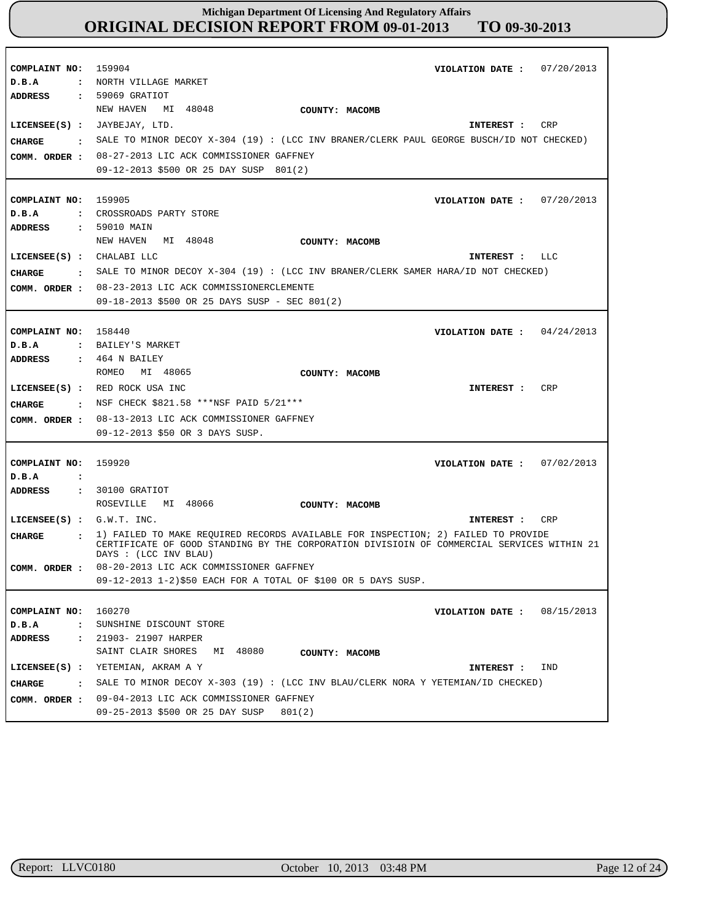**Michigan Department Of Licensing And Regulatory Affairs**

# ORIGINAL DECISION REPORT FROM 09-01-2013 TO 09-30-2013

---

**COMPLAINT NO:** 159904 **VIOLATION DATE :** 07/20/2013
**D.B.A :** NORTH VILLAGE MARKET
**ADDRESS :** 59069 GRATIOT
NEW HAVEN MI 48048 **COUNTY: MACOMB**
**LICENSEE(S) :** JAYBEJAY, LTD. **INTEREST :** CRP
**CHARGE :** SALE TO MINOR DECOY X-304 (19) : (LCC INV BRANER/CLERK PAUL GEORGE BUSCH/ID NOT CHECKED)
**COMM. ORDER :** 08-27-2013 LIC ACK COMMISSIONER GAFFNEY
09-12-2013 $500 OR 25 DAY SUSP 801(2)

---

**COMPLAINT NO:** 159905 **VIOLATION DATE :** 07/20/2013
**D.B.A :** CROSSROADS PARTY STORE
**ADDRESS :** 59010 MAIN
NEW HAVEN MI 48048 **COUNTY: MACOMB**
**LICENSEE(S) :** CHALABI LLC **INTEREST :** LLC
**CHARGE :** SALE TO MINOR DECOY X-304 (19) : (LCC INV BRANER/CLERK SAMER HARA/ID NOT CHECKED)
**COMM. ORDER :** 08-23-2013 LIC ACK COMMISSIONERCLEMENTE
09-18-2013 $500 OR 25 DAYS SUSP - SEC 801(2)

---

**COMPLAINT NO:** 158440 **VIOLATION DATE :** 04/24/2013
**D.B.A :** BAILEY'S MARKET
**ADDRESS :** 464 N BAILEY
ROMEO MI 48065 **COUNTY: MACOMB**
**LICENSEE(S) :** RED ROCK USA INC **INTEREST :** CRP
**CHARGE :** NSF CHECK $821.58 ***NSF PAID 5/21***
**COMM. ORDER :** 08-13-2013 LIC ACK COMMISSIONER GAFFNEY
09-12-2013 $50 OR 3 DAYS SUSP.

---

**COMPLAINT NO:** 159920 **VIOLATION DATE :** 07/02/2013
**D.B.A :**
**ADDRESS :** 30100 GRATIOT
ROSEVILLE MI 48066 **COUNTY: MACOMB**
**LICENSEE(S) :** G.W.T. INC. **INTEREST :** CRP
**CHARGE :** 1) FAILED TO MAKE REQUIRED RECORDS AVAILABLE FOR INSPECTION; 2) FAILED TO PROVIDE CERTIFICATE OF GOOD STANDING BY THE CORPORATION DIVISIOIN OF COMMERCIAL SERVICES WITHIN 21 DAYS : (LCC INV BLAU)
**COMM. ORDER :** 08-20-2013 LIC ACK COMMISSIONER GAFFNEY
09-12-2013 1-2)$50 EACH FOR A TOTAL OF $100 OR 5 DAYS SUSP.

---

**COMPLAINT NO:** 160270 **VIOLATION DATE :** 08/15/2013
**D.B.A :** SUNSHINE DISCOUNT STORE
**ADDRESS :** 21903- 21907 HARPER
SAINT CLAIR SHORES MI 48080 **COUNTY: MACOMB**
**LICENSEE(S) :** YETEMIAN, AKRAM A Y **INTEREST :** IND
**CHARGE :** SALE TO MINOR DECOY X-303 (19) : (LCC INV BLAU/CLERK NORA Y YETEMIAN/ID CHECKED)
**COMM. ORDER :** 09-04-2013 LIC ACK COMMISSIONER GAFFNEY
09-25-2013 $500 OR 25 DAY SUSP 801(2)

---

Report: LLVC0180 October 10, 2013 03:48 PM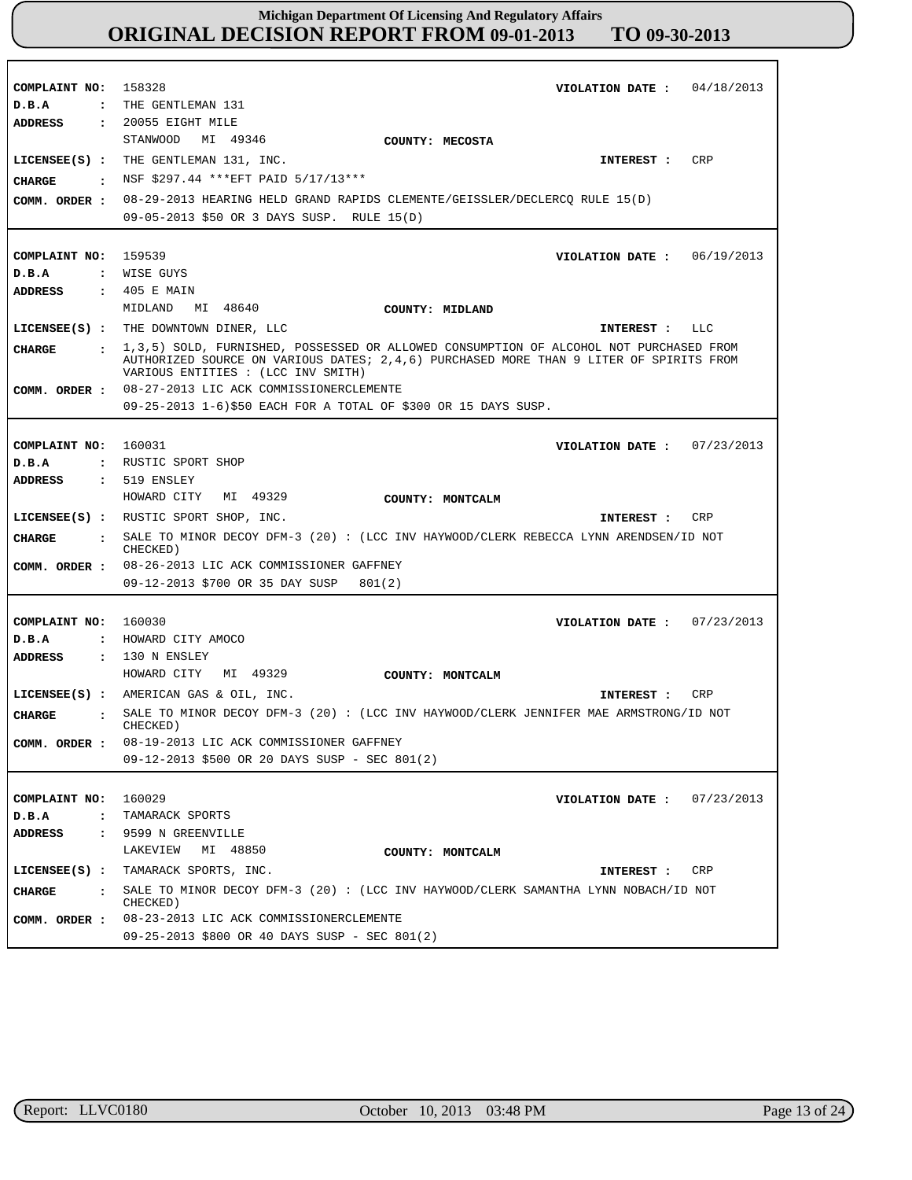**Michigan Department Of Licensing And Regulatory Affairs**
**ORIGINAL DECISION REPORT FROM 09-01-2013 TO 09-30-2013**

---

**COMPLAINT NO:** 158328  **VIOLATION DATE :** 04/18/2013
**D.B.A :** THE GENTLEMAN 131
**ADDRESS :** 20055 EIGHT MILE
STANWOOD MI 49346  **COUNTY: MECOSTA**
**LICENSEE(S) :** THE GENTLEMAN 131, INC.  **INTEREST :** CRP
**CHARGE :** NSF $297.44 ***EFT PAID 5/17/13***
**COMM. ORDER :** 08-29-2013 HEARING HELD GRAND RAPIDS CLEMENTE/GEISSLER/DECLERCQ RULE 15(D)
09-05-2013 $50 OR 3 DAYS SUSP. RULE 15(D)

---

**COMPLAINT NO:** 159539  **VIOLATION DATE :** 06/19/2013
**D.B.A :** WISE GUYS
**ADDRESS :** 405 E MAIN
MIDLAND MI 48640  **COUNTY: MIDLAND**
**LICENSEE(S) :** THE DOWNTOWN DINER, LLC  **INTEREST :** LLC
**CHARGE :** 1,3,5) SOLD, FURNISHED, POSSESSED OR ALLOWED CONSUMPTION OF ALCOHOL NOT PURCHASED FROM AUTHORIZED SOURCE ON VARIOUS DATES; 2,4,6) PURCHASED MORE THAN 9 LITER OF SPIRITS FROM VARIOUS ENTITIES : (LCC INV SMITH)
**COMM. ORDER :** 08-27-2013 LIC ACK COMMISSIONERCLEMENTE
09-25-2013 1-6)$50 EACH FOR A TOTAL OF $300 OR 15 DAYS SUSP.

---

**COMPLAINT NO:** 160031  **VIOLATION DATE :** 07/23/2013
**D.B.A :** RUSTIC SPORT SHOP
**ADDRESS :** 519 ENSLEY
HOWARD CITY MI 49329  **COUNTY: MONTCALM**
**LICENSEE(S) :** RUSTIC SPORT SHOP, INC.  **INTEREST :** CRP
**CHARGE :** SALE TO MINOR DECOY DFM-3 (20) : (LCC INV HAYWOOD/CLERK REBECCA LYNN ARENDSEN/ID NOT CHECKED)
**COMM. ORDER :** 08-26-2013 LIC ACK COMMISSIONER GAFFNEY
09-12-2013 $700 OR 35 DAY SUSP 801(2)

---

**COMPLAINT NO:** 160030  **VIOLATION DATE :** 07/23/2013
**D.B.A :** HOWARD CITY AMOCO
**ADDRESS :** 130 N ENSLEY
HOWARD CITY MI 49329  **COUNTY: MONTCALM**
**LICENSEE(S) :** AMERICAN GAS & OIL, INC.  **INTEREST :** CRP
**CHARGE :** SALE TO MINOR DECOY DFM-3 (20) : (LCC INV HAYWOOD/CLERK JENNIFER MAE ARMSTRONG/ID NOT CHECKED)
**COMM. ORDER :** 08-19-2013 LIC ACK COMMISSIONER GAFFNEY
09-12-2013 $500 OR 20 DAYS SUSP - SEC 801(2)

---

**COMPLAINT NO:** 160029  **VIOLATION DATE :** 07/23/2013
**D.B.A :** TAMARACK SPORTS
**ADDRESS :** 9599 N GREENVILLE
LAKEVIEW MI 48850  **COUNTY: MONTCALM**
**LICENSEE(S) :** TAMARACK SPORTS, INC.  **INTEREST :** CRP
**CHARGE :** SALE TO MINOR DECOY DFM-3 (20) : (LCC INV HAYWOOD/CLERK SAMANTHA LYNN NOBACH/ID NOT CHECKED)
**COMM. ORDER :** 08-23-2013 LIC ACK COMMISSIONERCLEMENTE
09-25-2013 $800 OR 40 DAYS SUSP - SEC 801(2)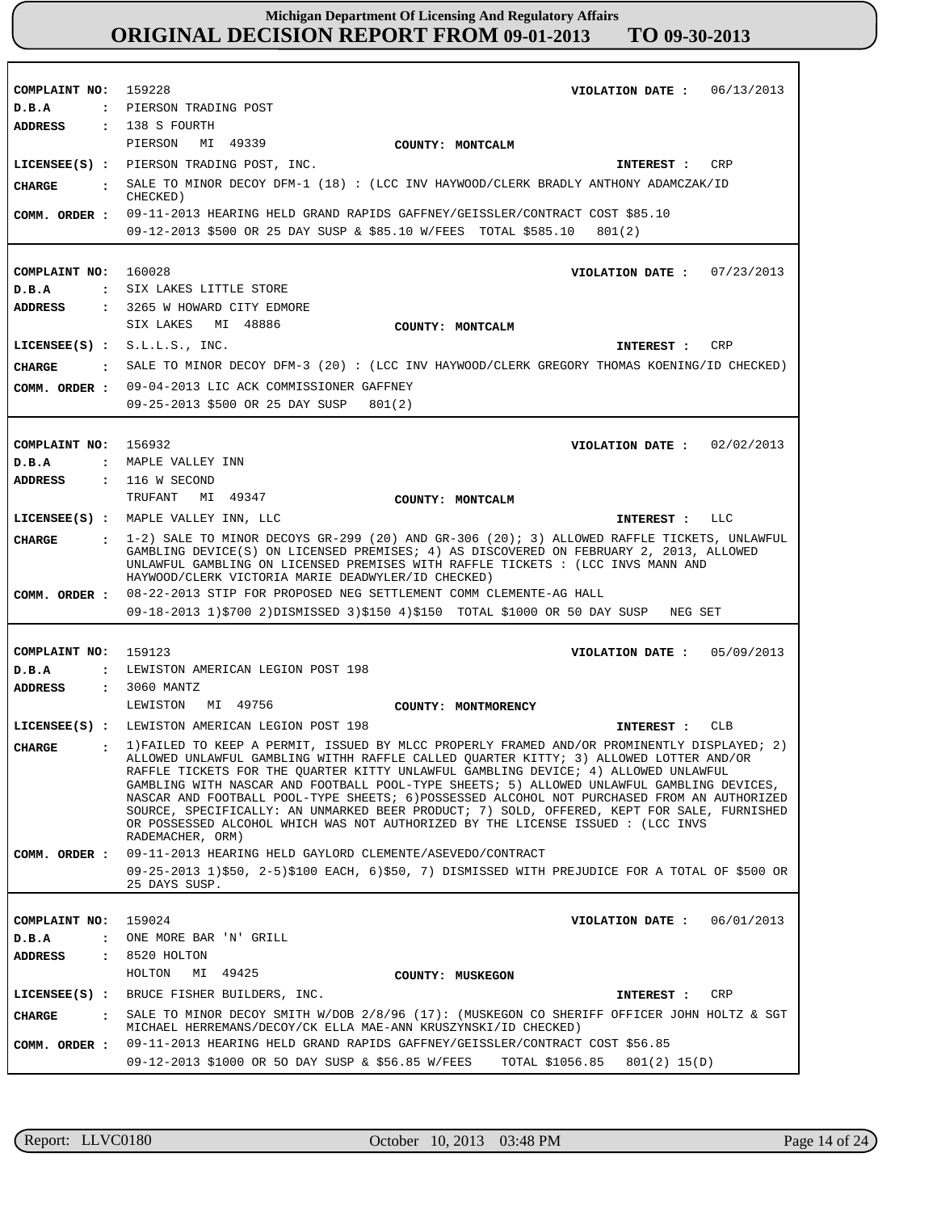# Michigan Department Of Licensing And Regulatory Affairs
## ORIGINAL DECISION REPORT FROM 09-01-2013 TO 09-30-2013

**COMPLAINT NO:** 159228 **VIOLATION DATE :** 06/13/2013
**D.B.A :** PIERSON TRADING POST
**ADDRESS :** 138 S FOURTH
PIERSON MI 49339 **COUNTY: MONTCALM**
**LICENSEE(S) :** PIERSON TRADING POST, INC. **INTEREST :** CRP
**CHARGE :** SALE TO MINOR DECOY DFM-1 (18) : (LCC INV HAYWOOD/CLERK BRADLY ANTHONY ADAMCZAK/ID CHECKED)
**COMM. ORDER :** 09-11-2013 HEARING HELD GRAND RAPIDS GAFFNEY/GEISSLER/CONTRACT COST $85.10
09-12-2013 $500 OR 25 DAY SUSP & $85.10 W/FEES TOTAL $585.10 801(2)

---

**COMPLAINT NO:** 160028 **VIOLATION DATE :** 07/23/2013
**D.B.A :** SIX LAKES LITTLE STORE
**ADDRESS :** 3265 W HOWARD CITY EDMORE
SIX LAKES MI 48886 **COUNTY: MONTCALM**
**LICENSEE(S) :** S.L.L.S., INC. **INTEREST :** CRP
**CHARGE :** SALE TO MINOR DECOY DFM-3 (20) : (LCC INV HAYWOOD/CLERK GREGORY THOMAS KOENING/ID CHECKED)
**COMM. ORDER :** 09-04-2013 LIC ACK COMMISSIONER GAFFNEY
09-25-2013 $500 OR 25 DAY SUSP 801(2)

---

**COMPLAINT NO:** 156932 **VIOLATION DATE :** 02/02/2013
**D.B.A :** MAPLE VALLEY INN
**ADDRESS :** 116 W SECOND
TRUFANT MI 49347 **COUNTY: MONTCALM**
**LICENSEE(S) :** MAPLE VALLEY INN, LLC **INTEREST :** LLC
**CHARGE :** 1-2) SALE TO MINOR DECOYS GR-299 (20) AND GR-306 (20); 3) ALLOWED RAFFLE TICKETS, UNLAWFUL GAMBLING DEVICE(S) ON LICENSED PREMISES; 4) AS DISCOVERED ON FEBRUARY 2, 2013, ALLOWED UNLAWFUL GAMBLING ON LICENSED PREMISES WITH RAFFLE TICKETS : (LCC INVS MANN AND HAYWOOD/CLERK VICTORIA MARIE DEADWYLER/ID CHECKED)
**COMM. ORDER :** 08-22-2013 STIP FOR PROPOSED NEG SETTLEMENT COMM CLEMENTE-AG HALL
09-18-2013 1)$700 2)DISMISSED 3)$150 4)$150 TOTAL $1000 OR 50 DAY SUSP NEG SET

---

**COMPLAINT NO:** 159123 **VIOLATION DATE :** 05/09/2013
**D.B.A :** LEWISTON AMERICAN LEGION POST 198
**ADDRESS :** 3060 MANTZ
LEWISTON MI 49756 **COUNTY: MONTMORENCY**
**LICENSEE(S) :** LEWISTON AMERICAN LEGION POST 198 **INTEREST :** CLB
**CHARGE :** 1)FAILED TO KEEP A PERMIT, ISSUED BY MLCC PROPERLY FRAMED AND/OR PROMINENTLY DISPLAYED; 2) ALLOWED UNLAWFUL GAMBLING WITHH RAFFLE CALLED QUARTER KITTY; 3) ALLOWED LOTTER AND/OR RAFFLE TICKETS FOR THE QUARTER KITTY UNLAWFUL GAMBLING DEVICE; 4) ALLOWED UNLAWFUL GAMBLING WITH NASCAR AND FOOTBALL POOL-TYPE SHEETS; 5) ALLOWED UNLAWFUL GAMBLING DEVICES, NASCAR AND FOOTBALL POOL-TYPE SHEETS; 6)POSSESSED ALCOHOL NOT PURCHASED FROM AN AUTHORIZED SOURCE, SPECIFICALLY: AN UNMARKED BEER PRODUCT; 7) SOLD, OFFERED, KEPT FOR SALE, FURNISHED OR POSSESSED ALCOHOL WHICH WAS NOT AUTHORIZED BY THE LICENSE ISSUED : (LCC INVS RADEMACHER, ORM)
**COMM. ORDER :** 09-11-2013 HEARING HELD GAYLORD CLEMENTE/ASEVEDO/CONTRACT
09-25-2013 1)$50, 2-5)$100 EACH, 6)$50, 7) DISMISSED WITH PREJUDICE FOR A TOTAL OF $500 OR 25 DAYS SUSP.

---

**COMPLAINT NO:** 159024 **VIOLATION DATE :** 06/01/2013
**D.B.A :** ONE MORE BAR 'N' GRILL
**ADDRESS :** 8520 HOLTON
HOLTON MI 49425 **COUNTY: MUSKEGON**
**LICENSEE(S) :** BRUCE FISHER BUILDERS, INC. **INTEREST :** CRP
**CHARGE :** SALE TO MINOR DECOY SMITH W/DOB 2/8/96 (17): (MUSKEGON CO SHERIFF OFFICER JOHN HOLTZ & SGT MICHAEL HERREMANS/DECOY/CK ELLA MAE-ANN KRUSZYNSKI/ID CHECKED)
**COMM. ORDER :** 09-11-2013 HEARING HELD GRAND RAPIDS GAFFNEY/GEISSLER/CONTRACT COST $56.85
09-12-2013 $1000 OR 5O DAY SUSP & $56.85 W/FEES TOTAL $1056.85 801(2) 15(D)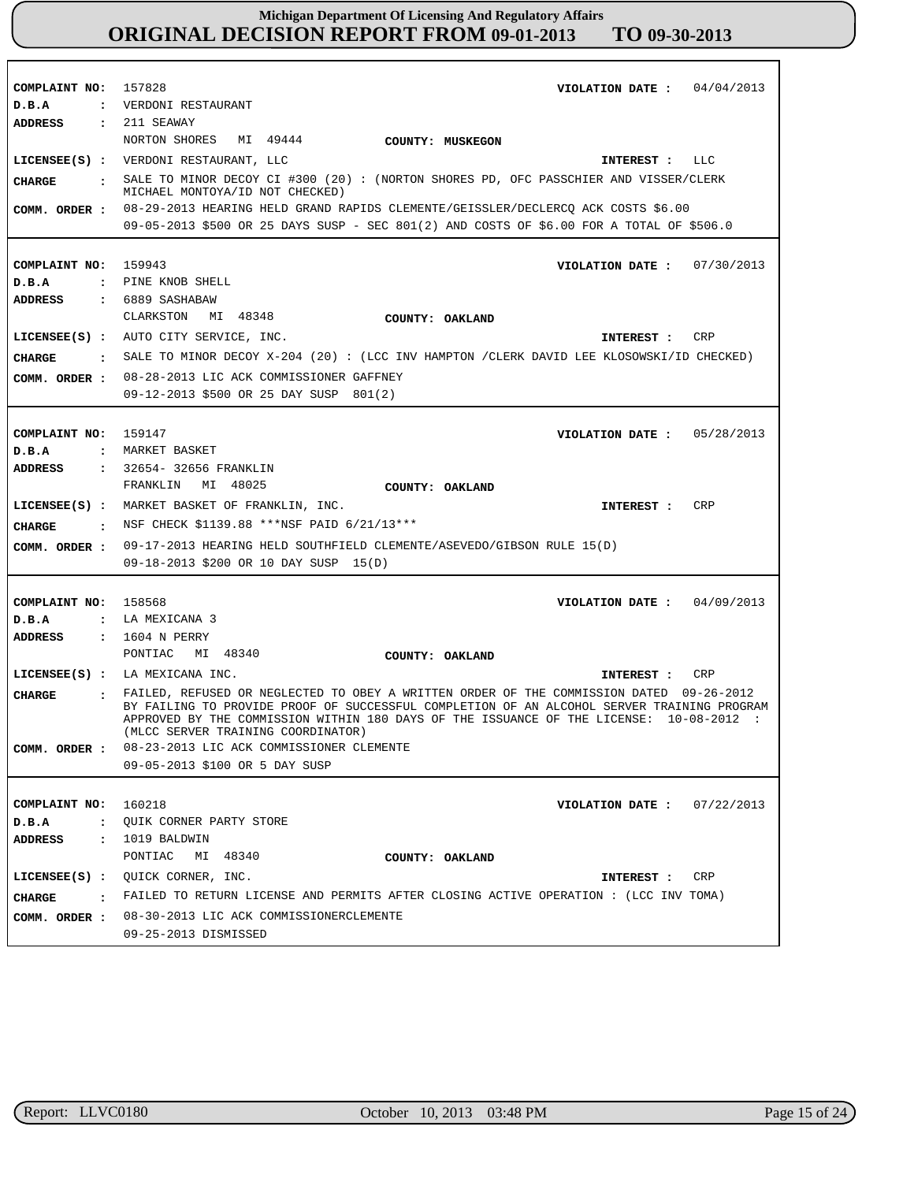**Michigan Department Of Licensing And Regulatory Affairs**

# ORIGINAL DECISION REPORT FROM 09-01-2013 TO 09-30-2013

---

**COMPLAINT NO:** 157828  **VIOLATION DATE :** 04/04/2013
**D.B.A :** VERDONI RESTAURANT
**ADDRESS :** 211 SEAWAY
NORTON SHORES MI 49444  **COUNTY: MUSKEGON**
**LICENSEE(S) :** VERDONI RESTAURANT, LLC  **INTEREST :** LLC
**CHARGE :** SALE TO MINOR DECOY CI #300 (20) : (NORTON SHORES PD, OFC PASSCHIER AND VISSER/CLERK MICHAEL MONTOYA/ID NOT CHECKED)
**COMM. ORDER :** 08-29-2013 HEARING HELD GRAND RAPIDS CLEMENTE/GEISSLER/DECLERCQ ACK COSTS $6.00
09-05-2013 $500 OR 25 DAYS SUSP - SEC 801(2) AND COSTS OF $6.00 FOR A TOTAL OF $506.0

---

**COMPLAINT NO:** 159943  **VIOLATION DATE :** 07/30/2013
**D.B.A :** PINE KNOB SHELL
**ADDRESS :** 6889 SASHABAW
CLARKSTON MI 48348  **COUNTY: OAKLAND**
**LICENSEE(S) :** AUTO CITY SERVICE, INC.  **INTEREST :** CRP
**CHARGE :** SALE TO MINOR DECOY X-204 (20) : (LCC INV HAMPTON /CLERK DAVID LEE KLOSOWSKI/ID CHECKED)
**COMM. ORDER :** 08-28-2013 LIC ACK COMMISSIONER GAFFNEY
09-12-2013 $500 OR 25 DAY SUSP 801(2)

---

**COMPLAINT NO:** 159147  **VIOLATION DATE :** 05/28/2013
**D.B.A :** MARKET BASKET
**ADDRESS :** 32654- 32656 FRANKLIN
FRANKLIN MI 48025  **COUNTY: OAKLAND**
**LICENSEE(S) :** MARKET BASKET OF FRANKLIN, INC.  **INTEREST :** CRP
**CHARGE :** NSF CHECK $1139.88 ***NSF PAID 6/21/13***
**COMM. ORDER :** 09-17-2013 HEARING HELD SOUTHFIELD CLEMENTE/ASEVEDO/GIBSON RULE 15(D)
09-18-2013 $200 OR 10 DAY SUSP 15(D)

---

**COMPLAINT NO:** 158568  **VIOLATION DATE :** 04/09/2013
**D.B.A :** LA MEXICANA 3
**ADDRESS :** 1604 N PERRY
PONTIAC MI 48340  **COUNTY: OAKLAND**
**LICENSEE(S) :** LA MEXICANA INC.  **INTEREST :** CRP
**CHARGE :** FAILED, REFUSED OR NEGLECTED TO OBEY A WRITTEN ORDER OF THE COMMISSION DATED 09-26-2012 BY FAILING TO PROVIDE PROOF OF SUCCESSFUL COMPLETION OF AN ALCOHOL SERVER TRAINING PROGRAM APPROVED BY THE COMMISSION WITHIN 180 DAYS OF THE ISSUANCE OF THE LICENSE: 10-08-2012 : (MLCC SERVER TRAINING COORDINATOR)
**COMM. ORDER :** 08-23-2013 LIC ACK COMMISSIONER CLEMENTE
09-05-2013 $100 OR 5 DAY SUSP

---

**COMPLAINT NO:** 160218  **VIOLATION DATE :** 07/22/2013
**D.B.A :** QUIK CORNER PARTY STORE
**ADDRESS :** 1019 BALDWIN
PONTIAC MI 48340  **COUNTY: OAKLAND**
**LICENSEE(S) :** QUICK CORNER, INC.  **INTEREST :** CRP
**CHARGE :** FAILED TO RETURN LICENSE AND PERMITS AFTER CLOSING ACTIVE OPERATION : (LCC INV TOMA)
**COMM. ORDER :** 08-30-2013 LIC ACK COMMISSIONERCLEMENTE
09-25-2013 DISMISSED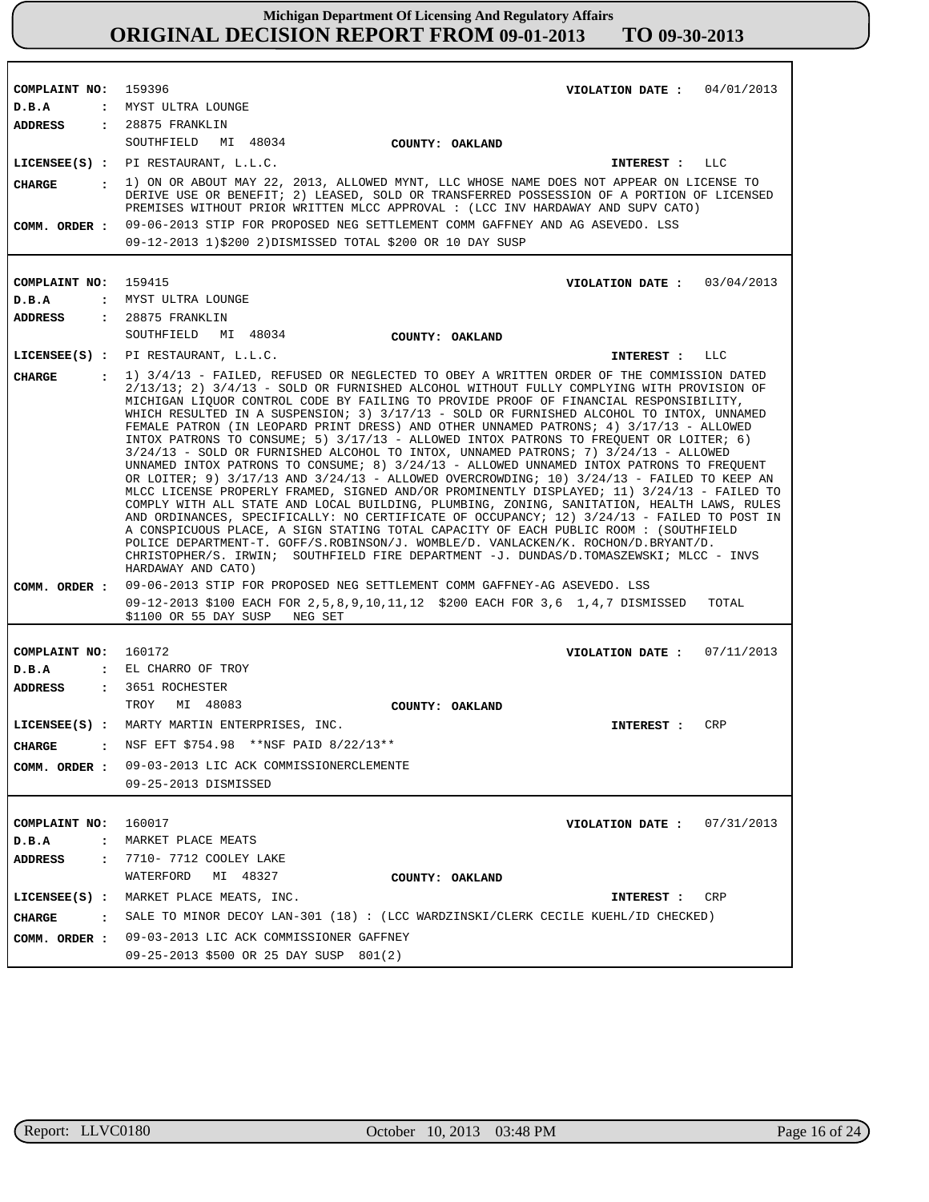**Michigan Department Of Licensing And Regulatory Affairs**
**ORIGINAL DECISION REPORT FROM 09-01-2013 TO 09-30-2013**

---

**COMPLAINT NO:** 159396
**VIOLATION DATE :** 04/01/2013
**D.B.A :** MYST ULTRA LOUNGE
**ADDRESS :** 28875 FRANKLIN
SOUTHFIELD MI 48034
**COUNTY:** OAKLAND
**LICENSEE(S) :** PI RESTAURANT, L.L.C.
**INTEREST :** LLC
**CHARGE :** 1) ON OR ABOUT MAY 22, 2013, ALLOWED MYNT, LLC WHOSE NAME DOES NOT APPEAR ON LICENSE TO DERIVE USE OR BENEFIT; 2) LEASED, SOLD OR TRANSFERRED POSSESSION OF A PORTION OF LICENSED PREMISES WITHOUT PRIOR WRITTEN MLCC APPROVAL : (LCC INV HARDAWAY AND SUPV CATO)
**COMM. ORDER :** 09-06-2013 STIP FOR PROPOSED NEG SETTLEMENT COMM GAFFNEY AND AG ASEVEDO. LSS
09-12-2013 1)$200 2)DISMISSED TOTAL $200 OR 10 DAY SUSP

---

**COMPLAINT NO:** 159415
**VIOLATION DATE :** 03/04/2013
**D.B.A :** MYST ULTRA LOUNGE
**ADDRESS :** 28875 FRANKLIN
SOUTHFIELD MI 48034
**COUNTY:** OAKLAND
**LICENSEE(S) :** PI RESTAURANT, L.L.C.
**INTEREST :** LLC
**CHARGE :** 1) 3/4/13 - FAILED, REFUSED OR NEGLECTED TO OBEY A WRITTEN ORDER OF THE COMMISSION DATED 2/13/13; 2) 3/4/13 - SOLD OR FURNISHED ALCOHOL WITHOUT FULLY COMPLYING WITH PROVISION OF MICHIGAN LIQUOR CONTROL CODE BY FAILING TO PROVIDE PROOF OF FINANCIAL RESPONSIBILITY, WHICH RESULTED IN A SUSPENSION; 3) 3/17/13 - SOLD OR FURNISHED ALCOHOL TO INTOX, UNNAMED FEMALE PATRON (IN LEOPARD PRINT DRESS) AND OTHER UNNAMED PATRONS; 4) 3/17/13 - ALLOWED INTOX PATRONS TO CONSUME; 5) 3/17/13 - ALLOWED INTOX PATRONS TO FREQUENT OR LOITER; 6) 3/24/13 - SOLD OR FURNISHED ALCOHOL TO INTOX, UNNAMED PATRONS; 7) 3/24/13 - ALLOWED UNNAMED INTOX PATRONS TO CONSUME; 8) 3/24/13 - ALLOWED UNNAMED INTOX PATRONS TO FREQUENT OR LOITER; 9) 3/17/13 AND 3/24/13 - ALLOWED OVERCROWDING; 10) 3/24/13 - FAILED TO KEEP AN MLCC LICENSE PROPERLY FRAMED, SIGNED AND/OR PROMINENTLY DISPLAYED; 11) 3/24/13 - FAILED TO COMPLY WITH ALL STATE AND LOCAL BUILDING, PLUMBING, ZONING, SANITATION, HEALTH LAWS, RULES AND ORDINANCES, SPECIFICALLY: NO CERTIFICATE OF OCCUPANCY; 12) 3/24/13 - FAILED TO POST IN A CONSPICUOUS PLACE, A SIGN STATING TOTAL CAPACITY OF EACH PUBLIC ROOM : (SOUTHFIELD POLICE DEPARTMENT-T. GOFF/S.ROBINSON/J. WOMBLE/D. VANLACKEN/K. ROCHON/D.BRYANT/D. CHRISTOPHER/S. IRWIN; SOUTHFIELD FIRE DEPARTMENT -J. DUNDAS/D.TOMASZEWSKI; MLCC - INVS HARDAWAY AND CATO)
**COMM. ORDER :** 09-06-2013 STIP FOR PROPOSED NEG SETTLEMENT COMM GAFFNEY-AG ASEVEDO. LSS
09-12-2013 $100 EACH FOR 2,5,8,9,10,11,12 $200 EACH FOR 3,6 1,4,7 DISMISSED TOTAL $1100 OR 55 DAY SUSP NEG SET

---

**COMPLAINT NO:** 160172
**VIOLATION DATE :** 07/11/2013
**D.B.A :** EL CHARRO OF TROY
**ADDRESS :** 3651 ROCHESTER
TROY MI 48083
**COUNTY:** OAKLAND
**LICENSEE(S) :** MARTY MARTIN ENTERPRISES, INC.
**INTEREST :** CRP
**CHARGE :** NSF EFT $754.98 **NSF PAID 8/22/13**
**COMM. ORDER :** 09-03-2013 LIC ACK COMMISSIONERCLEMENTE
09-25-2013 DISMISSED

---

**COMPLAINT NO:** 160017
**VIOLATION DATE :** 07/31/2013
**D.B.A :** MARKET PLACE MEATS
**ADDRESS :** 7710- 7712 COOLEY LAKE
WATERFORD MI 48327
**COUNTY:** OAKLAND
**LICENSEE(S) :** MARKET PLACE MEATS, INC.
**INTEREST :** CRP
**CHARGE :** SALE TO MINOR DECOY LAN-301 (18) : (LCC WARDZINSKI/CLERK CECILE KUEHL/ID CHECKED)
**COMM. ORDER :** 09-03-2013 LIC ACK COMMISSIONER GAFFNEY
09-25-2013 $500 OR 25 DAY SUSP 801(2)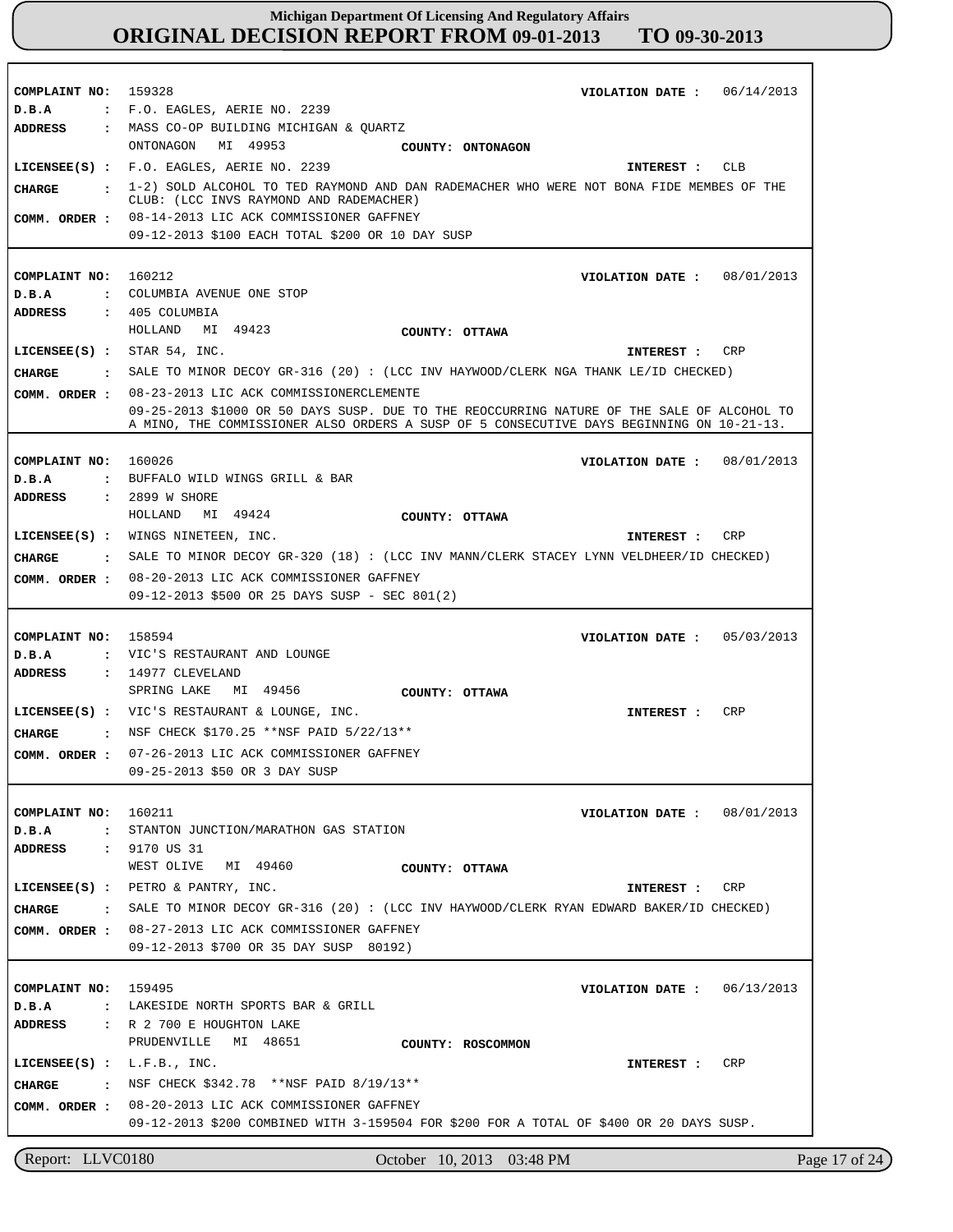# Michigan Department Of Licensing And Regulatory Affairs
## ORIGINAL DECISION REPORT FROM 09-01-2013 TO 09-30-2013

---

**COMPLAINT NO:** 159328  
**VIOLATION DATE :** 06/14/2013  
**D.B.A :** F.O. EAGLES, AERIE NO. 2239  
**ADDRESS :** MASS CO-OP BUILDING MICHIGAN & QUARTZ  
ONTONAGON MI 49953  
**COUNTY:** ONTONAGON  
**LICENSEE(S) :** F.O. EAGLES, AERIE NO. 2239  
**INTEREST :** CLB  
**CHARGE :** 1-2) SOLD ALCOHOL TO TED RAYMOND AND DAN RADEMACHER WHO WERE NOT BONA FIDE MEMBES OF THE CLUB: (LCC INVS RAYMOND AND RADEMACHER)  
**COMM. ORDER :** 08-14-2013 LIC ACK COMMISSIONER GAFFNEY  
09-12-2013 $100 EACH TOTAL $200 OR 10 DAY SUSP

---

**COMPLAINT NO:** 160212  
**VIOLATION DATE :** 08/01/2013  
**D.B.A :** COLUMBIA AVENUE ONE STOP  
**ADDRESS :** 405 COLUMBIA  
HOLLAND MI 49423  
**COUNTY:** OTTAWA  
**LICENSEE(S) :** STAR 54, INC.  
**INTEREST :** CRP  
**CHARGE :** SALE TO MINOR DECOY GR-316 (20) : (LCC INV HAYWOOD/CLERK NGA THANK LE/ID CHECKED)  
**COMM. ORDER :** 08-23-2013 LIC ACK COMMISSIONERCLEMENTE  
09-25-2013 $1000 OR 50 DAYS SUSP. DUE TO THE REOCCURRING NATURE OF THE SALE OF ALCOHOL TO A MINO, THE COMMISSIONER ALSO ORDERS A SUSP OF 5 CONSECUTIVE DAYS BEGINNING ON 10-21-13.

---

**COMPLAINT NO:** 160026  
**VIOLATION DATE :** 08/01/2013  
**D.B.A :** BUFFALO WILD WINGS GRILL & BAR  
**ADDRESS :** 2899 W SHORE  
HOLLAND MI 49424  
**COUNTY:** OTTAWA  
**LICENSEE(S) :** WINGS NINETEEN, INC.  
**INTEREST :** CRP  
**CHARGE :** SALE TO MINOR DECOY GR-320 (18) : (LCC INV MANN/CLERK STACEY LYNN VELDHEER/ID CHECKED)  
**COMM. ORDER :** 08-20-2013 LIC ACK COMMISSIONER GAFFNEY  
09-12-2013 $500 OR 25 DAYS SUSP - SEC 801(2)

---

**COMPLAINT NO:** 158594  
**VIOLATION DATE :** 05/03/2013  
**D.B.A :** VIC'S RESTAURANT AND LOUNGE  
**ADDRESS :** 14977 CLEVELAND  
SPRING LAKE MI 49456  
**COUNTY:** OTTAWA  
**LICENSEE(S) :** VIC'S RESTAURANT & LOUNGE, INC.  
**INTEREST :** CRP  
**CHARGE :** NSF CHECK $170.25 **NSF PAID 5/22/13**  
**COMM. ORDER :** 07-26-2013 LIC ACK COMMISSIONER GAFFNEY  
09-25-2013 $50 OR 3 DAY SUSP

---

**COMPLAINT NO:** 160211  
**VIOLATION DATE :** 08/01/2013  
**D.B.A :** STANTON JUNCTION/MARATHON GAS STATION  
**ADDRESS :** 9170 US 31  
WEST OLIVE MI 49460  
**COUNTY:** OTTAWA  
**LICENSEE(S) :** PETRO & PANTRY, INC.  
**INTEREST :** CRP  
**CHARGE :** SALE TO MINOR DECOY GR-316 (20) : (LCC INV HAYWOOD/CLERK RYAN EDWARD BAKER/ID CHECKED)  
**COMM. ORDER :** 08-27-2013 LIC ACK COMMISSIONER GAFFNEY  
09-12-2013 $700 OR 35 DAY SUSP 80192)

---

**COMPLAINT NO:** 159495  
**VIOLATION DATE :** 06/13/2013  
**D.B.A :** LAKESIDE NORTH SPORTS BAR & GRILL  
**ADDRESS :** R 2 700 E HOUGHTON LAKE  
PRUDENVILLE MI 48651  
**COUNTY:** ROSCOMMON  
**LICENSEE(S) :** L.F.B., INC.  
**INTEREST :** CRP  
**CHARGE :** NSF CHECK $342.78 **NSF PAID 8/19/13**  
**COMM. ORDER :** 08-20-2013 LIC ACK COMMISSIONER GAFFNEY  
09-12-2013 $200 COMBINED WITH 3-159504 FOR $200 FOR A TOTAL OF $400 OR 20 DAYS SUSP.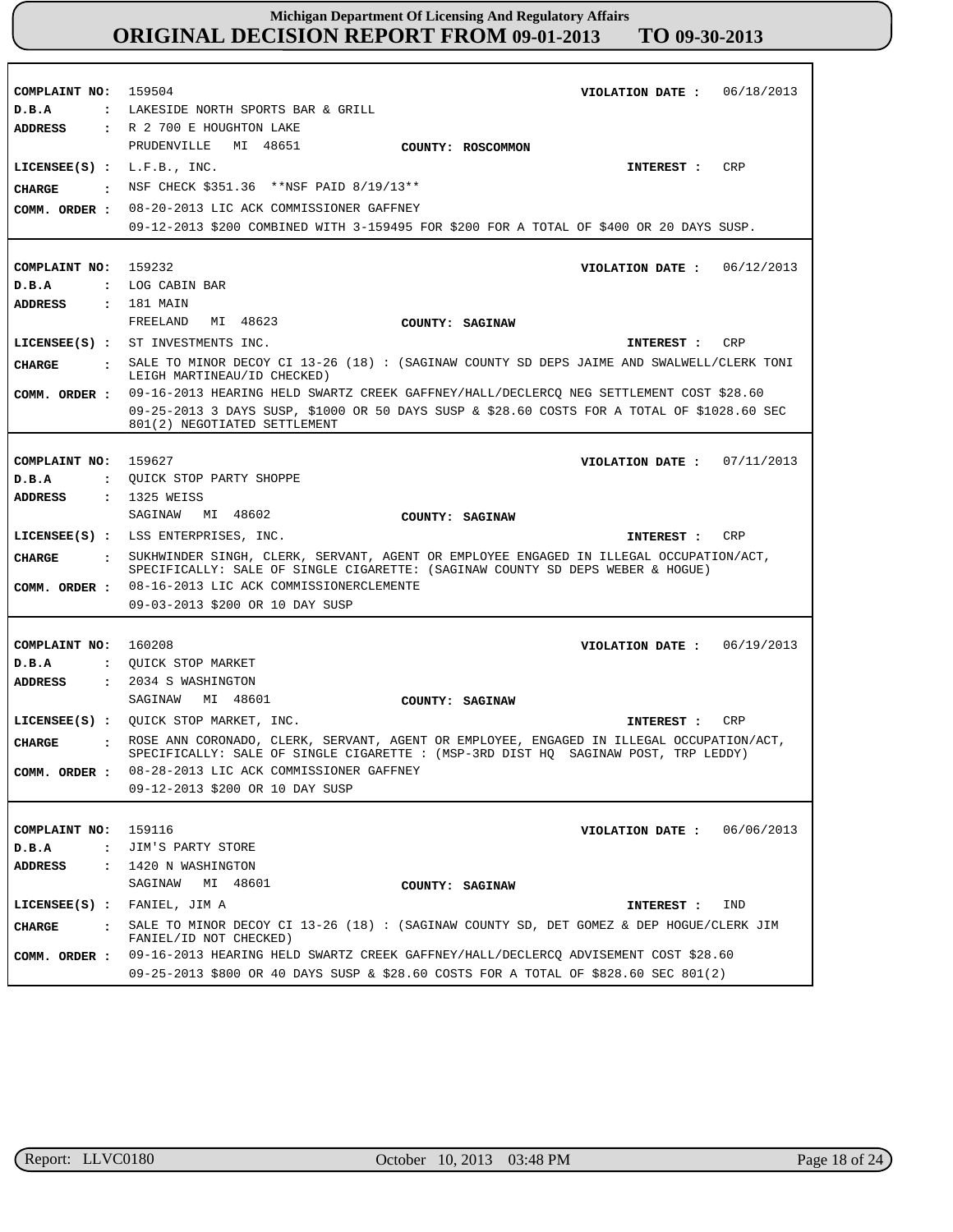**Michigan Department Of Licensing And Regulatory Affairs**
**ORIGINAL DECISION REPORT FROM 09-01-2013 TO 09-30-2013**

---

**COMPLAINT NO:** 159504 **VIOLATION DATE :** 06/18/2013
**D.B.A :** LAKESIDE NORTH SPORTS BAR & GRILL
**ADDRESS :** R 2 700 E HOUGHTON LAKE
PRUDENVILLE MI 48651 **COUNTY: ROSCOMMON**
**LICENSEE(S) :** L.F.B., INC. **INTEREST :** CRP
**CHARGE :** NSF CHECK $351.36 **NSF PAID 8/19/13**
**COMM. ORDER :** 08-20-2013 LIC ACK COMMISSIONER GAFFNEY
09-12-2013 $200 COMBINED WITH 3-159495 FOR $200 FOR A TOTAL OF $400 OR 20 DAYS SUSP.

---

**COMPLAINT NO:** 159232 **VIOLATION DATE :** 06/12/2013
**D.B.A :** LOG CABIN BAR
**ADDRESS :** 181 MAIN
FREELAND MI 48623 **COUNTY: SAGINAW**
**LICENSEE(S) :** ST INVESTMENTS INC. **INTEREST :** CRP
**CHARGE :** SALE TO MINOR DECOY CI 13-26 (18) : (SAGINAW COUNTY SD DEPS JAIME AND SWALWELL/CLERK TONI LEIGH MARTINEAU/ID CHECKED)
**COMM. ORDER :** 09-16-2013 HEARING HELD SWARTZ CREEK GAFFNEY/HALL/DECLERCQ NEG SETTLEMENT COST $28.60
09-25-2013 3 DAYS SUSP, $1000 OR 50 DAYS SUSP & $28.60 COSTS FOR A TOTAL OF $1028.60 SEC 801(2) NEGOTIATED SETTLEMENT

---

**COMPLAINT NO:** 159627 **VIOLATION DATE :** 07/11/2013
**D.B.A :** QUICK STOP PARTY SHOPPE
**ADDRESS :** 1325 WEISS
SAGINAW MI 48602 **COUNTY: SAGINAW**
**LICENSEE(S) :** LSS ENTERPRISES, INC. **INTEREST :** CRP
**CHARGE :** SUKHWINDER SINGH, CLERK, SERVANT, AGENT OR EMPLOYEE ENGAGED IN ILLEGAL OCCUPATION/ACT, SPECIFICALLY: SALE OF SINGLE CIGARETTE: (SAGINAW COUNTY SD DEPS WEBER & HOGUE)
**COMM. ORDER :** 08-16-2013 LIC ACK COMMISSIONERCLEMENTE
09-03-2013 $200 OR 10 DAY SUSP

---

**COMPLAINT NO:** 160208 **VIOLATION DATE :** 06/19/2013
**D.B.A :** QUICK STOP MARKET
**ADDRESS :** 2034 S WASHINGTON
SAGINAW MI 48601 **COUNTY: SAGINAW**
**LICENSEE(S) :** QUICK STOP MARKET, INC. **INTEREST :** CRP
**CHARGE :** ROSE ANN CORONADO, CLERK, SERVANT, AGENT OR EMPLOYEE, ENGAGED IN ILLEGAL OCCUPATION/ACT, SPECIFICALLY: SALE OF SINGLE CIGARETTE : (MSP-3RD DIST HQ SAGINAW POST, TRP LEDDY)
**COMM. ORDER :** 08-28-2013 LIC ACK COMMISSIONER GAFFNEY
09-12-2013 $200 OR 10 DAY SUSP

---

**COMPLAINT NO:** 159116 **VIOLATION DATE :** 06/06/2013
**D.B.A :** JIM'S PARTY STORE
**ADDRESS :** 1420 N WASHINGTON
SAGINAW MI 48601 **COUNTY: SAGINAW**
**LICENSEE(S) :** FANIEL, JIM A **INTEREST :** IND
**CHARGE :** SALE TO MINOR DECOY CI 13-26 (18) : (SAGINAW COUNTY SD, DET GOMEZ & DEP HOGUE/CLERK JIM FANIEL/ID NOT CHECKED)
**COMM. ORDER :** 09-16-2013 HEARING HELD SWARTZ CREEK GAFFNEY/HALL/DECLERCQ ADVISEMENT COST $28.60
09-25-2013 $800 OR 40 DAYS SUSP & $28.60 COSTS FOR A TOTAL OF $828.60 SEC 801(2)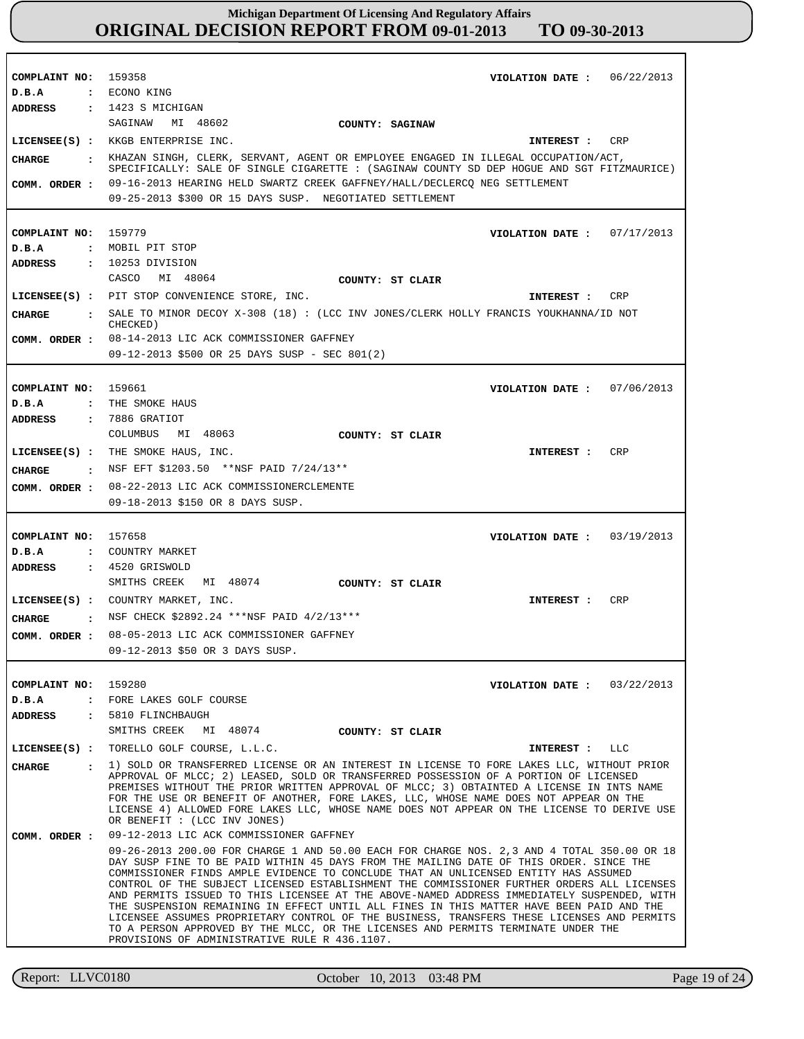**Michigan Department Of Licensing And Regulatory Affairs**
**ORIGINAL DECISION REPORT FROM 09-01-2013 TO 09-30-2013**

**COMPLAINT NO:** 159358 **VIOLATION DATE :** 06/22/2013
**D.B.A :** ECONO KING
**ADDRESS :** 1423 S MICHIGAN
SAGINAW MI 48602 **COUNTY: SAGINAW**
**LICENSEE(S) :** KKGB ENTERPRISE INC. **INTEREST :** CRP
**CHARGE :** KHAZAN SINGH, CLERK, SERVANT, AGENT OR EMPLOYEE ENGAGED IN ILLEGAL OCCUPATION/ACT, SPECIFICALLY: SALE OF SINGLE CIGARETTE : (SAGINAW COUNTY SD DEP HOGUE AND SGT FITZMAURICE)
**COMM. ORDER :** 09-16-2013 HEARING HELD SWARTZ CREEK GAFFNEY/HALL/DECLERCQ NEG SETTLEMENT
09-25-2013 $300 OR 15 DAYS SUSP. NEGOTIATED SETTLEMENT

---

**COMPLAINT NO:** 159779 **VIOLATION DATE :** 07/17/2013
**D.B.A :** MOBIL PIT STOP
**ADDRESS :** 10253 DIVISION
CASCO MI 48064 **COUNTY: ST CLAIR**
**LICENSEE(S) :** PIT STOP CONVENIENCE STORE, INC. **INTEREST :** CRP
**CHARGE :** SALE TO MINOR DECOY X-308 (18) : (LCC INV JONES/CLERK HOLLY FRANCIS YOUKHANNA/ID NOT CHECKED)
**COMM. ORDER :** 08-14-2013 LIC ACK COMMISSIONER GAFFNEY
09-12-2013 $500 OR 25 DAYS SUSP - SEC 801(2)

---

**COMPLAINT NO:** 159661 **VIOLATION DATE :** 07/06/2013
**D.B.A :** THE SMOKE HAUS
**ADDRESS :** 7886 GRATIOT
COLUMBUS MI 48063 **COUNTY: ST CLAIR**
**LICENSEE(S) :** THE SMOKE HAUS, INC. **INTEREST :** CRP
**CHARGE :** NSF EFT $1203.50 **NSF PAID 7/24/13**
**COMM. ORDER :** 08-22-2013 LIC ACK COMMISSIONERCLEMENTE
09-18-2013 $150 OR 8 DAYS SUSP.

---

**COMPLAINT NO:** 157658 **VIOLATION DATE :** 03/19/2013
**D.B.A :** COUNTRY MARKET
**ADDRESS :** 4520 GRISWOLD
SMITHS CREEK MI 48074 **COUNTY: ST CLAIR**
**LICENSEE(S) :** COUNTRY MARKET, INC. **INTEREST :** CRP
**CHARGE :** NSF CHECK $2892.24 ***NSF PAID 4/2/13***
**COMM. ORDER :** 08-05-2013 LIC ACK COMMISSIONER GAFFNEY
09-12-2013 $50 OR 3 DAYS SUSP.

---

**COMPLAINT NO:** 159280 **VIOLATION DATE :** 03/22/2013
**D.B.A :** FORE LAKES GOLF COURSE
**ADDRESS :** 5810 FLINCHBAUGH
SMITHS CREEK MI 48074 **COUNTY: ST CLAIR**
**LICENSEE(S) :** TORELLO GOLF COURSE, L.L.C. **INTEREST :** LLC
**CHARGE :** 1) SOLD OR TRANSFERRED LICENSE OR AN INTEREST IN LICENSE TO FORE LAKES LLC, WITHOUT PRIOR APPROVAL OF MLCC; 2) LEASED, SOLD OR TRANSFERRED POSSESSION OF A PORTION OF LICENSED PREMISES WITHOUT THE PRIOR WRITTEN APPROVAL OF MLCC; 3) OBTAINTED A LICENSE IN INTS NAME FOR THE USE OR BENEFIT OF ANOTHER, FORE LAKES, LLC, WHOSE NAME DOES NOT APPEAR ON THE LICENSE 4) ALLOWED FORE LAKES LLC, WHOSE NAME DOES NOT APPEAR ON THE LICENSE TO DERIVE USE OR BENEFIT : (LCC INV JONES)
**COMM. ORDER :** 09-12-2013 LIC ACK COMMISSIONER GAFFNEY
09-26-2013 200.00 FOR CHARGE 1 AND 50.00 EACH FOR CHARGE NOS. 2,3 AND 4 TOTAL 350.00 OR 18 DAY SUSP FINE TO BE PAID WITHIN 45 DAYS FROM THE MAILING DATE OF THIS ORDER. SINCE THE COMMISSIONER FINDS AMPLE EVIDENCE TO CONCLUDE THAT AN UNLICENSED ENTITY HAS ASSUMED CONTROL OF THE SUBJECT LICENSED ESTABLISHMENT THE COMMISSIONER FURTHER ORDERS ALL LICENSES AND PERMITS ISSUED TO THIS LICENSEE AT THE ABOVE-NAMED ADDRESS IMMEDIATELY SUSPENDED, WITH THE SUSPENSION REMAINING IN EFFECT UNTIL ALL FINES IN THIS MATTER HAVE BEEN PAID AND THE LICENSEE ASSUMES PROPRIETARY CONTROL OF THE BUSINESS, TRANSFERS THESE LICENSES AND PERMITS TO A PERSON APPROVED BY THE MLCC, OR THE LICENSES AND PERMITS TERMINATE UNDER THE PROVISIONS OF ADMINISTRATIVE RULE R 436.1107.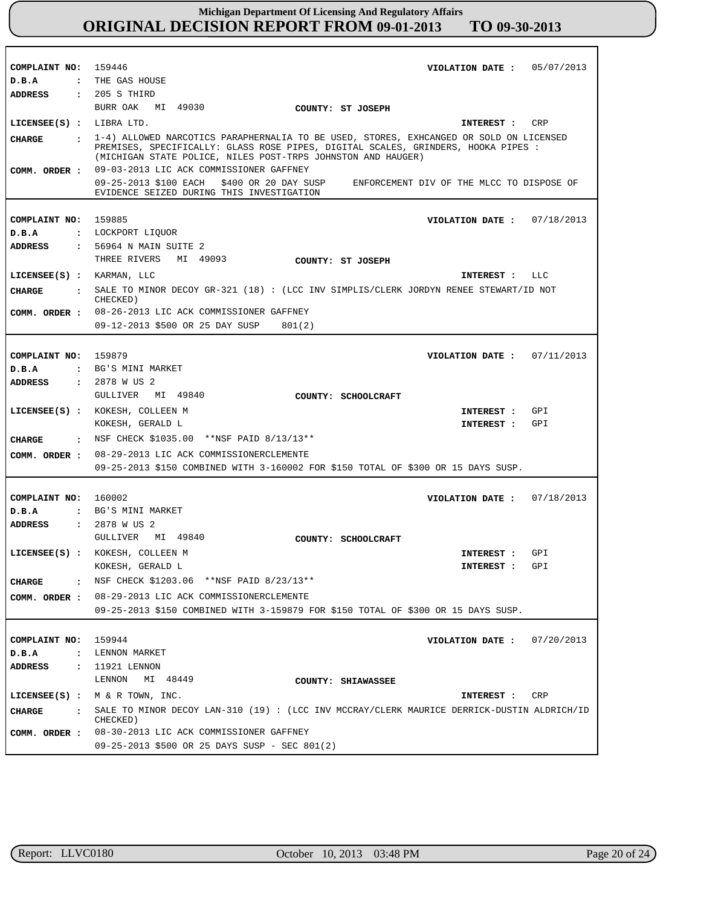# Michigan Department Of Licensing And Regulatory Affairs
## ORIGINAL DECISION REPORT FROM 09-01-2013 TO 09-30-2013

**COMPLAINT NO:** 159446 **VIOLATION DATE :** 05/07/2013
**D.B.A :** THE GAS HOUSE
**ADDRESS :** 205 S THIRD
BURR OAK MI 49030 **COUNTY: ST JOSEPH**
**LICENSEE(S) :** LIBRA LTD. **INTEREST :** CRP
**CHARGE :** 1-4) ALLOWED NARCOTICS PARAPHERNALIA TO BE USED, STORES, EXHCANGED OR SOLD ON LICENSED PREMISES, SPECIFICALLY: GLASS ROSE PIPES, DIGITAL SCALES, GRINDERS, HOOKA PIPES : (MICHIGAN STATE POLICE, NILES POST-TRPS JOHNSTON AND HAUGER)
**COMM. ORDER :** 09-03-2013 LIC ACK COMMISSIONER GAFFNEY
09-25-2013 $100 EACH $400 OR 20 DAY SUSP ENFORCEMENT DIV OF THE MLCC TO DISPOSE OF EVIDENCE SEIZED DURING THIS INVESTIGATION

---

**COMPLAINT NO:** 159885 **VIOLATION DATE :** 07/18/2013
**D.B.A :** LOCKPORT LIQUOR
**ADDRESS :** 56964 N MAIN SUITE 2
THREE RIVERS MI 49093 **COUNTY: ST JOSEPH**
**LICENSEE(S) :** KARMAN, LLC **INTEREST :** LLC
**CHARGE :** SALE TO MINOR DECOY GR-321 (18) : (LCC INV SIMPLIS/CLERK JORDYN RENEE STEWART/ID NOT CHECKED)
**COMM. ORDER :** 08-26-2013 LIC ACK COMMISSIONER GAFFNEY
09-12-2013 $500 OR 25 DAY SUSP 801(2)

---

**COMPLAINT NO:** 159879 **VIOLATION DATE :** 07/11/2013
**D.B.A :** BG'S MINI MARKET
**ADDRESS :** 2878 W US 2
GULLIVER MI 49840 **COUNTY: SCHOOLCRAFT**
**LICENSEE(S) :** KOKESH, COLLEEN M **INTEREST :** GPI
KOKESH, GERALD L **INTEREST :** GPI
**CHARGE :** NSF CHECK $1035.00 **NSF PAID 8/13/13**
**COMM. ORDER :** 08-29-2013 LIC ACK COMMISSIONERCLEMENTE
09-25-2013 $150 COMBINED WITH 3-160002 FOR $150 TOTAL OF $300 OR 15 DAYS SUSP.

---

**COMPLAINT NO:** 160002 **VIOLATION DATE :** 07/18/2013
**D.B.A :** BG'S MINI MARKET
**ADDRESS :** 2878 W US 2
GULLIVER MI 49840 **COUNTY: SCHOOLCRAFT**
**LICENSEE(S) :** KOKESH, COLLEEN M **INTEREST :** GPI
KOKESH, GERALD L **INTEREST :** GPI
**CHARGE :** NSF CHECK $1203.06 **NSF PAID 8/23/13**
**COMM. ORDER :** 08-29-2013 LIC ACK COMMISSIONERCLEMENTE
09-25-2013 $150 COMBINED WITH 3-159879 FOR $150 TOTAL OF $300 OR 15 DAYS SUSP.

---

**COMPLAINT NO:** 159944 **VIOLATION DATE :** 07/20/2013
**D.B.A :** LENNON MARKET
**ADDRESS :** 11921 LENNON
LENNON MI 48449 **COUNTY: SHIAWASSEE**
**LICENSEE(S) :** M & R TOWN, INC. **INTEREST :** CRP
**CHARGE :** SALE TO MINOR DECOY LAN-310 (19) : (LCC INV MCCRAY/CLERK MAURICE DERRICK-DUSTIN ALDRICH/ID CHECKED)
**COMM. ORDER :** 08-30-2013 LIC ACK COMMISSIONER GAFFNEY
09-25-2013 $500 OR 25 DAYS SUSP - SEC 801(2)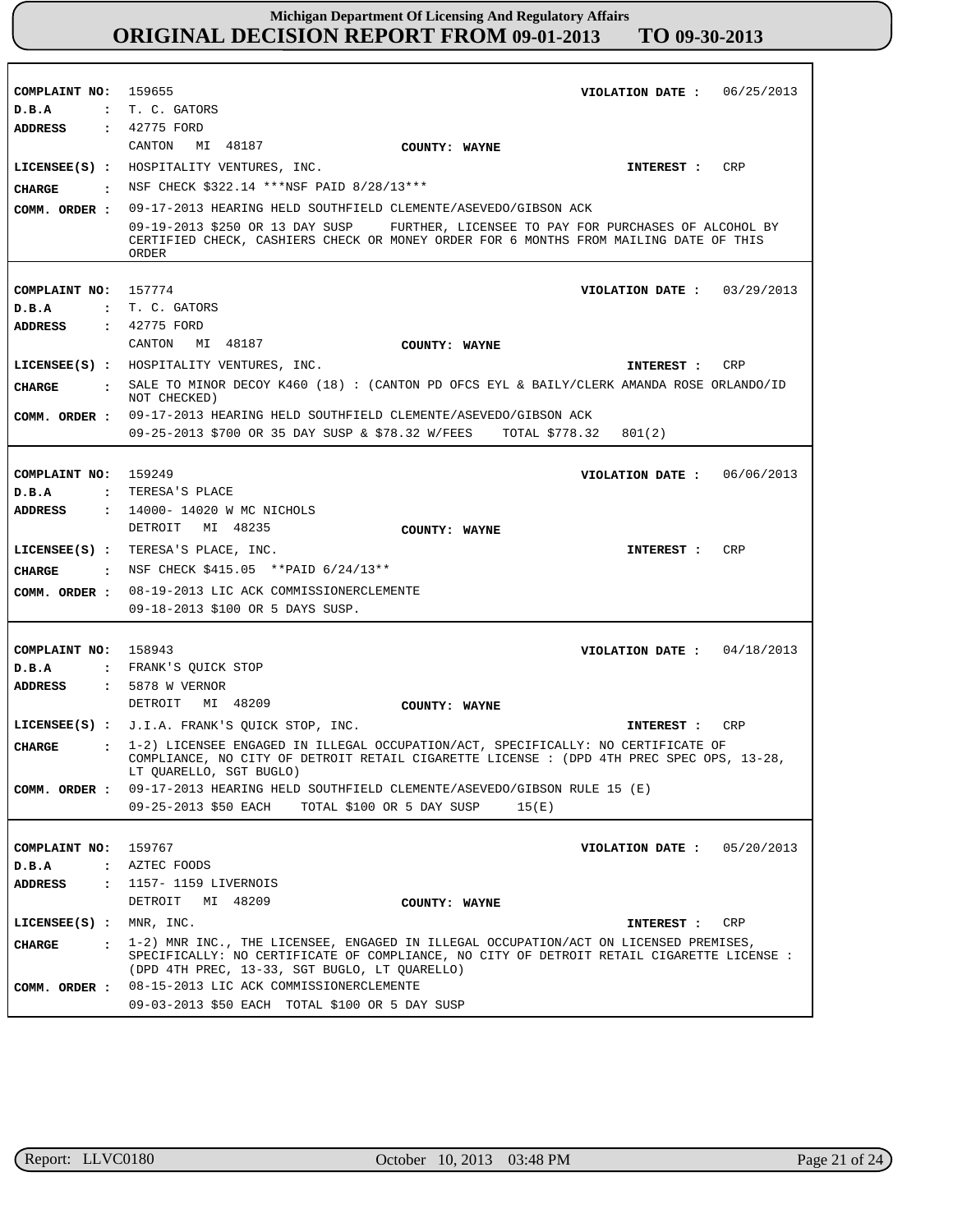# Michigan Department Of Licensing And Regulatory Affairs
## ORIGINAL DECISION REPORT FROM 09-01-2013 TO 09-30-2013

**COMPLAINT NO:** 159655 **VIOLATION DATE :** 06/25/2013
**D.B.A :** T. C. GATORS
**ADDRESS :** 42775 FORD
CANTON MI 48187 **COUNTY: WAYNE**
**LICENSEE(S) :** HOSPITALITY VENTURES, INC. **INTEREST :** CRP
**CHARGE :** NSF CHECK $322.14 ***NSF PAID 8/28/13***
**COMM. ORDER :** 09-17-2013 HEARING HELD SOUTHFIELD CLEMENTE/ASEVEDO/GIBSON ACK
09-19-2013 $250 OR 13 DAY SUSP FURTHER, LICENSEE TO PAY FOR PURCHASES OF ALCOHOL BY CERTIFIED CHECK, CASHIERS CHECK OR MONEY ORDER FOR 6 MONTHS FROM MAILING DATE OF THIS ORDER

---

**COMPLAINT NO:** 157774 **VIOLATION DATE :** 03/29/2013
**D.B.A :** T. C. GATORS
**ADDRESS :** 42775 FORD
CANTON MI 48187 **COUNTY: WAYNE**
**LICENSEE(S) :** HOSPITALITY VENTURES, INC. **INTEREST :** CRP
**CHARGE :** SALE TO MINOR DECOY K460 (18) : (CANTON PD OFCS EYL & BAILY/CLERK AMANDA ROSE ORLANDO/ID NOT CHECKED)
**COMM. ORDER :** 09-17-2013 HEARING HELD SOUTHFIELD CLEMENTE/ASEVEDO/GIBSON ACK
09-25-2013 $700 OR 35 DAY SUSP & $78.32 W/FEES TOTAL $778.32 801(2)

---

**COMPLAINT NO:** 159249 **VIOLATION DATE :** 06/06/2013
**D.B.A :** TERESA'S PLACE
**ADDRESS :** 14000- 14020 W MC NICHOLS
DETROIT MI 48235 **COUNTY: WAYNE**
**LICENSEE(S) :** TERESA'S PLACE, INC. **INTEREST :** CRP
**CHARGE :** NSF CHECK $415.05 **PAID 6/24/13**
**COMM. ORDER :** 08-19-2013 LIC ACK COMMISSIONERCLEMENTE
09-18-2013 $100 OR 5 DAYS SUSP.

---

**COMPLAINT NO:** 158943 **VIOLATION DATE :** 04/18/2013
**D.B.A :** FRANK'S QUICK STOP
**ADDRESS :** 5878 W VERNOR
DETROIT MI 48209 **COUNTY: WAYNE**
**LICENSEE(S) :** J.I.A. FRANK'S QUICK STOP, INC. **INTEREST :** CRP
**CHARGE :** 1-2) LICENSEE ENGAGED IN ILLEGAL OCCUPATION/ACT, SPECIFICALLY: NO CERTIFICATE OF COMPLIANCE, NO CITY OF DETROIT RETAIL CIGARETTE LICENSE : (DPD 4TH PREC SPEC OPS, 13-28, LT QUARELLO, SGT BUGLO)
**COMM. ORDER :** 09-17-2013 HEARING HELD SOUTHFIELD CLEMENTE/ASEVEDO/GIBSON RULE 15 (E)
09-25-2013 $50 EACH TOTAL $100 OR 5 DAY SUSP 15(E)

---

**COMPLAINT NO:** 159767 **VIOLATION DATE :** 05/20/2013
**D.B.A :** AZTEC FOODS
**ADDRESS :** 1157- 1159 LIVERNOIS
DETROIT MI 48209 **COUNTY: WAYNE**
**LICENSEE(S) :** MNR, INC. **INTEREST :** CRP
**CHARGE :** 1-2) MNR INC., THE LICENSEE, ENGAGED IN ILLEGAL OCCUPATION/ACT ON LICENSED PREMISES, SPECIFICALLY: NO CERTIFICATE OF COMPLIANCE, NO CITY OF DETROIT RETAIL CIGARETTE LICENSE : (DPD 4TH PREC, 13-33, SGT BUGLO, LT QUARELLO)
**COMM. ORDER :** 08-15-2013 LIC ACK COMMISSIONERCLEMENTE
09-03-2013 $50 EACH TOTAL $100 OR 5 DAY SUSP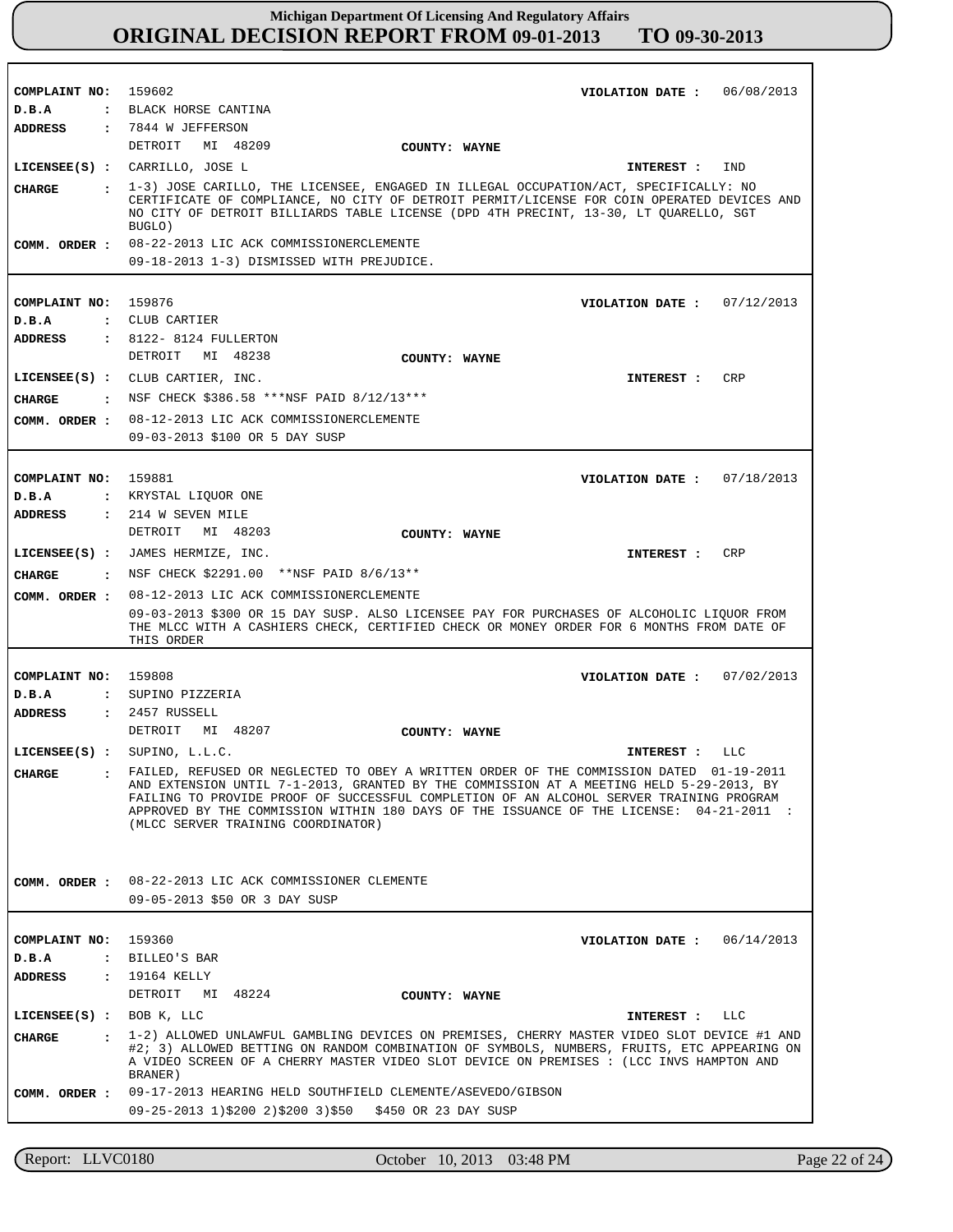**Michigan Department Of Licensing And Regulatory Affairs**
**ORIGINAL DECISION REPORT FROM 09-01-2013 TO 09-30-2013**

---

**COMPLAINT NO:** 159602  **VIOLATION DATE :** 06/08/2013
**D.B.A :** BLACK HORSE CANTINA
**ADDRESS :** 7844 W JEFFERSON
DETROIT MI 48209  **COUNTY: WAYNE**
**LICENSEE(S) :** CARRILLO, JOSE L  **INTEREST :** IND
**CHARGE :** 1-3) JOSE CARILLO, THE LICENSEE, ENGAGED IN ILLEGAL OCCUPATION/ACT, SPECIFICALLY: NO CERTIFICATE OF COMPLIANCE, NO CITY OF DETROIT PERMIT/LICENSE FOR COIN OPERATED DEVICES AND NO CITY OF DETROIT BILLIARDS TABLE LICENSE (DPD 4TH PRECINT, 13-30, LT QUARELLO, SGT BUGLO)
**COMM. ORDER :** 08-22-2013 LIC ACK COMMISSIONERCLEMENTE
09-18-2013 1-3) DISMISSED WITH PREJUDICE.

---

**COMPLAINT NO:** 159876  **VIOLATION DATE :** 07/12/2013
**D.B.A :** CLUB CARTIER
**ADDRESS :** 8122- 8124 FULLERTON
DETROIT MI 48238  **COUNTY: WAYNE**
**LICENSEE(S) :** CLUB CARTIER, INC.  **INTEREST :** CRP
**CHARGE :** NSF CHECK $386.58 ***NSF PAID 8/12/13***
**COMM. ORDER :** 08-12-2013 LIC ACK COMMISSIONERCLEMENTE
09-03-2013 $100 OR 5 DAY SUSP

---

**COMPLAINT NO:** 159881  **VIOLATION DATE :** 07/18/2013
**D.B.A :** KRYSTAL LIQUOR ONE
**ADDRESS :** 214 W SEVEN MILE
DETROIT MI 48203  **COUNTY: WAYNE**
**LICENSEE(S) :** JAMES HERMIZE, INC.  **INTEREST :** CRP
**CHARGE :** NSF CHECK $2291.00 **NSF PAID 8/6/13**
**COMM. ORDER :** 08-12-2013 LIC ACK COMMISSIONERCLEMENTE
09-03-2013 $300 OR 15 DAY SUSP. ALSO LICENSEE PAY FOR PURCHASES OF ALCOHOLIC LIQUOR FROM THE MLCC WITH A CASHIERS CHECK, CERTIFIED CHECK OR MONEY ORDER FOR 6 MONTHS FROM DATE OF THIS ORDER

---

**COMPLAINT NO:** 159808  **VIOLATION DATE :** 07/02/2013
**D.B.A :** SUPINO PIZZERIA
**ADDRESS :** 2457 RUSSELL
DETROIT MI 48207  **COUNTY: WAYNE**
**LICENSEE(S) :** SUPINO, L.L.C.  **INTEREST :** LLC
**CHARGE :** FAILED, REFUSED OR NEGLECTED TO OBEY A WRITTEN ORDER OF THE COMMISSION DATED 01-19-2011 AND EXTENSION UNTIL 7-1-2013, GRANTED BY THE COMMISSION AT A MEETING HELD 5-29-2013, BY FAILING TO PROVIDE PROOF OF SUCCESSFUL COMPLETION OF AN ALCOHOL SERVER TRAINING PROGRAM APPROVED BY THE COMMISSION WITHIN 180 DAYS OF THE ISSUANCE OF THE LICENSE: 04-21-2011 : (MLCC SERVER TRAINING COORDINATOR)
**COMM. ORDER :** 08-22-2013 LIC ACK COMMISSIONER CLEMENTE
09-05-2013 $50 OR 3 DAY SUSP

---

**COMPLAINT NO:** 159360  **VIOLATION DATE :** 06/14/2013
**D.B.A :** BILLEO'S BAR
**ADDRESS :** 19164 KELLY
DETROIT MI 48224  **COUNTY: WAYNE**
**LICENSEE(S) :** BOB K, LLC  **INTEREST :** LLC
**CHARGE :** 1-2) ALLOWED UNLAWFUL GAMBLING DEVICES ON PREMISES, CHERRY MASTER VIDEO SLOT DEVICE #1 AND #2; 3) ALLOWED BETTING ON RANDOM COMBINATION OF SYMBOLS, NUMBERS, FRUITS, ETC APPEARING ON A VIDEO SCREEN OF A CHERRY MASTER VIDEO SLOT DEVICE ON PREMISES : (LCC INVS HAMPTON AND BRANER)
**COMM. ORDER :** 09-17-2013 HEARING HELD SOUTHFIELD CLEMENTE/ASEVEDO/GIBSON
09-25-2013 1)$200 2)$200 3)$50 $450 OR 23 DAY SUSP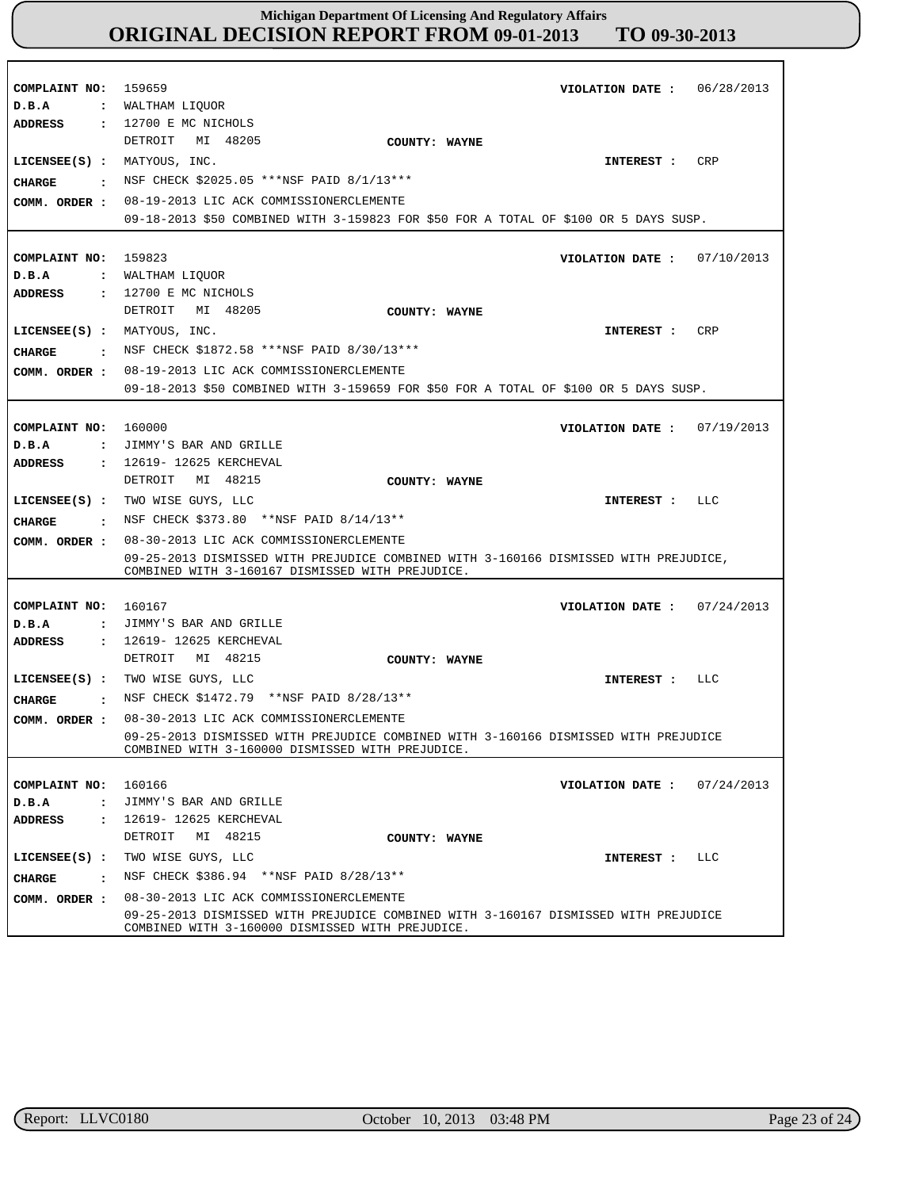**Michigan Department Of Licensing And Regulatory Affairs**

# ORIGINAL DECISION REPORT FROM 09-01-2013 TO 09-30-2013

**COMPLAINT NO:** 159659 **VIOLATION DATE :** 06/28/2013
**D.B.A :** WALTHAM LIQUOR
**ADDRESS :** 12700 E MC NICHOLS
DETROIT MI 48205 **COUNTY: WAYNE**
**LICENSEE(S) :** MATYOUS, INC. **INTEREST :** CRP
**CHARGE :** NSF CHECK $2025.05 ***NSF PAID 8/1/13***
**COMM. ORDER :** 08-19-2013 LIC ACK COMMISSIONERCLEMENTE
09-18-2013 $50 COMBINED WITH 3-159823 FOR $50 FOR A TOTAL OF $100 OR 5 DAYS SUSP.

---

**COMPLAINT NO:** 159823 **VIOLATION DATE :** 07/10/2013
**D.B.A :** WALTHAM LIQUOR
**ADDRESS :** 12700 E MC NICHOLS
DETROIT MI 48205 **COUNTY: WAYNE**
**LICENSEE(S) :** MATYOUS, INC. **INTEREST :** CRP
**CHARGE :** NSF CHECK $1872.58 ***NSF PAID 8/30/13***
**COMM. ORDER :** 08-19-2013 LIC ACK COMMISSIONERCLEMENTE
09-18-2013 $50 COMBINED WITH 3-159659 FOR $50 FOR A TOTAL OF $100 OR 5 DAYS SUSP.

---

**COMPLAINT NO:** 160000 **VIOLATION DATE :** 07/19/2013
**D.B.A :** JIMMY'S BAR AND GRILLE
**ADDRESS :** 12619- 12625 KERCHEVAL
DETROIT MI 48215 **COUNTY: WAYNE**
**LICENSEE(S) :** TWO WISE GUYS, LLC **INTEREST :** LLC
**CHARGE :** NSF CHECK $373.80 **NSF PAID 8/14/13**
**COMM. ORDER :** 08-30-2013 LIC ACK COMMISSIONERCLEMENTE
09-25-2013 DISMISSED WITH PREJUDICE COMBINED WITH 3-160166 DISMISSED WITH PREJUDICE, COMBINED WITH 3-160167 DISMISSED WITH PREJUDICE.

---

**COMPLAINT NO:** 160167 **VIOLATION DATE :** 07/24/2013
**D.B.A :** JIMMY'S BAR AND GRILLE
**ADDRESS :** 12619- 12625 KERCHEVAL
DETROIT MI 48215 **COUNTY: WAYNE**
**LICENSEE(S) :** TWO WISE GUYS, LLC **INTEREST :** LLC
**CHARGE :** NSF CHECK $1472.79 **NSF PAID 8/28/13**
**COMM. ORDER :** 08-30-2013 LIC ACK COMMISSIONERCLEMENTE
09-25-2013 DISMISSED WITH PREJUDICE COMBINED WITH 3-160166 DISMISSED WITH PREJUDICE COMBINED WITH 3-160000 DISMISSED WITH PREJUDICE.

---

**COMPLAINT NO:** 160166 **VIOLATION DATE :** 07/24/2013
**D.B.A :** JIMMY'S BAR AND GRILLE
**ADDRESS :** 12619- 12625 KERCHEVAL
DETROIT MI 48215 **COUNTY: WAYNE**
**LICENSEE(S) :** TWO WISE GUYS, LLC **INTEREST :** LLC
**CHARGE :** NSF CHECK $386.94 **NSF PAID 8/28/13**
**COMM. ORDER :** 08-30-2013 LIC ACK COMMISSIONERCLEMENTE
09-25-2013 DISMISSED WITH PREJUDICE COMBINED WITH 3-160167 DISMISSED WITH PREJUDICE COMBINED WITH 3-160000 DISMISSED WITH PREJUDICE.

---

Report: LLVC0180 October 10, 2013 03:48 PM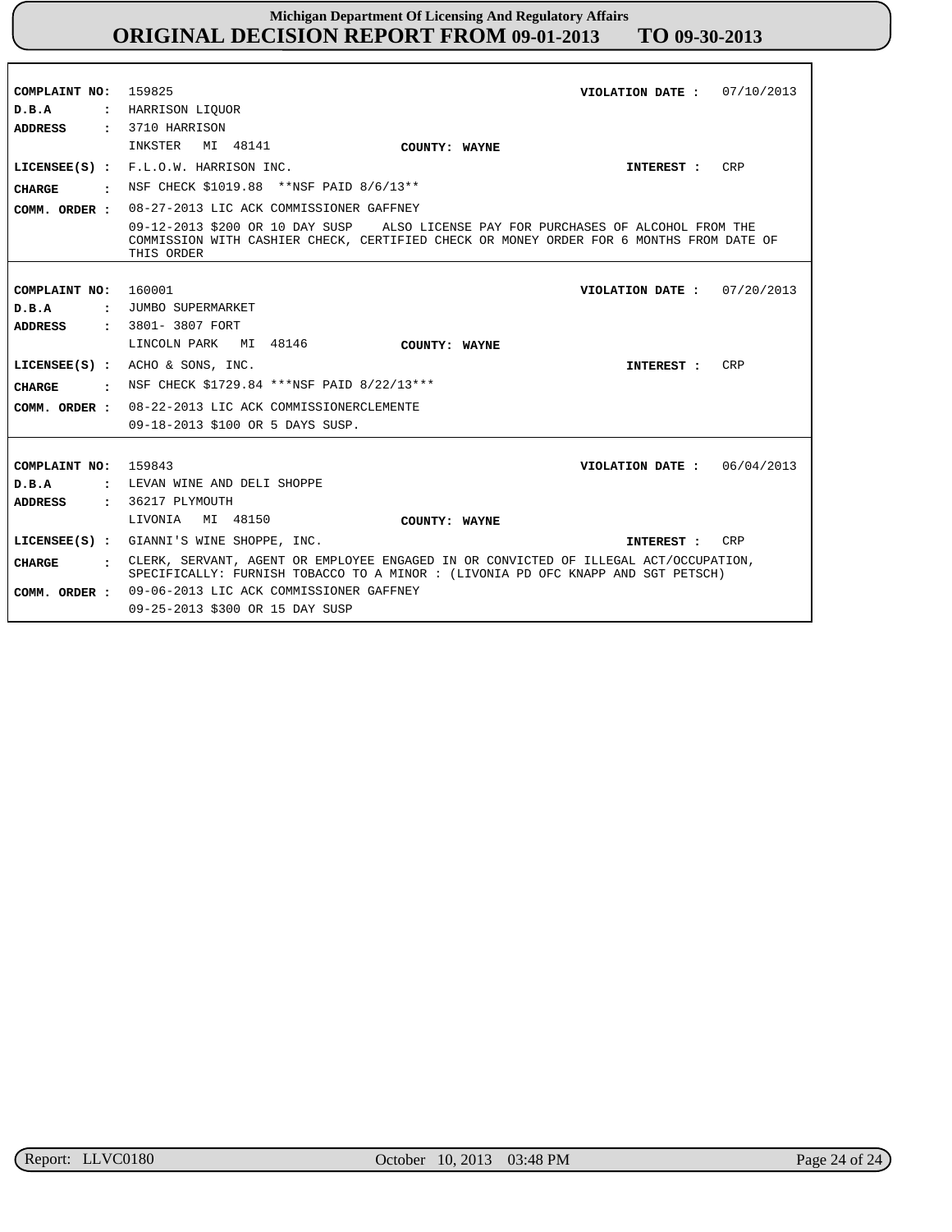**Michigan Department Of Licensing And Regulatory Affairs**

# ORIGINAL DECISION REPORT FROM 09-01-2013 TO 09-30-2013

| | |
|---|---|
| **COMPLAINT NO:** | 159825 |
| **VIOLATION DATE :** | 07/10/2013 |
| **D.B.A :** | HARRISON LIQUOR |
| **ADDRESS :** | 3710 HARRISON<br>INKSTER MI 48141 |
| **COUNTY:** | WAYNE |
| **LICENSEE(S) :** | F.L.O.W. HARRISON INC. |
| **INTEREST :** | CRP |
| **CHARGE :** | NSF CHECK $1019.88 **NSF PAID 8/6/13** |
| **COMM. ORDER :** | 08-27-2013 LIC ACK COMMISSIONER GAFFNEY<br>09-12-2013 $200 OR 10 DAY SUSP ALSO LICENSE PAY FOR PURCHASES OF ALCOHOL FROM THE COMMISSION WITH CASHIER CHECK, CERTIFIED CHECK OR MONEY ORDER FOR 6 MONTHS FROM DATE OF THIS ORDER |

| | |
|---|---|
| **COMPLAINT NO:** | 160001 |
| **VIOLATION DATE :** | 07/20/2013 |
| **D.B.A :** | JUMBO SUPERMARKET |
| **ADDRESS :** | 3801- 3807 FORT<br>LINCOLN PARK MI 48146 |
| **COUNTY:** | WAYNE |
| **LICENSEE(S) :** | ACHO & SONS, INC. |
| **INTEREST :** | CRP |
| **CHARGE :** | NSF CHECK $1729.84 ***NSF PAID 8/22/13*** |
| **COMM. ORDER :** | 08-22-2013 LIC ACK COMMISSIONERCLEMENTE<br>09-18-2013 $100 OR 5 DAYS SUSP. |

| | |
|---|---|
| **COMPLAINT NO:** | 159843 |
| **VIOLATION DATE :** | 06/04/2013 |
| **D.B.A :** | LEVAN WINE AND DELI SHOPPE |
| **ADDRESS :** | 36217 PLYMOUTH<br>LIVONIA MI 48150 |
| **COUNTY:** | WAYNE |
| **LICENSEE(S) :** | GIANNI'S WINE SHOPPE, INC. |
| **INTEREST :** | CRP |
| **CHARGE :** | CLERK, SERVANT, AGENT OR EMPLOYEE ENGAGED IN OR CONVICTED OF ILLEGAL ACT/OCCUPATION, SPECIFICALLY: FURNISH TOBACCO TO A MINOR : (LIVONIA PD OFC KNAPP AND SGT PETSCH) |
| **COMM. ORDER :** | 09-06-2013 LIC ACK COMMISSIONER GAFFNEY<br>09-25-2013 $300 OR 15 DAY SUSP |

Report: LLVC0180 October 10, 2013 03:48 PM